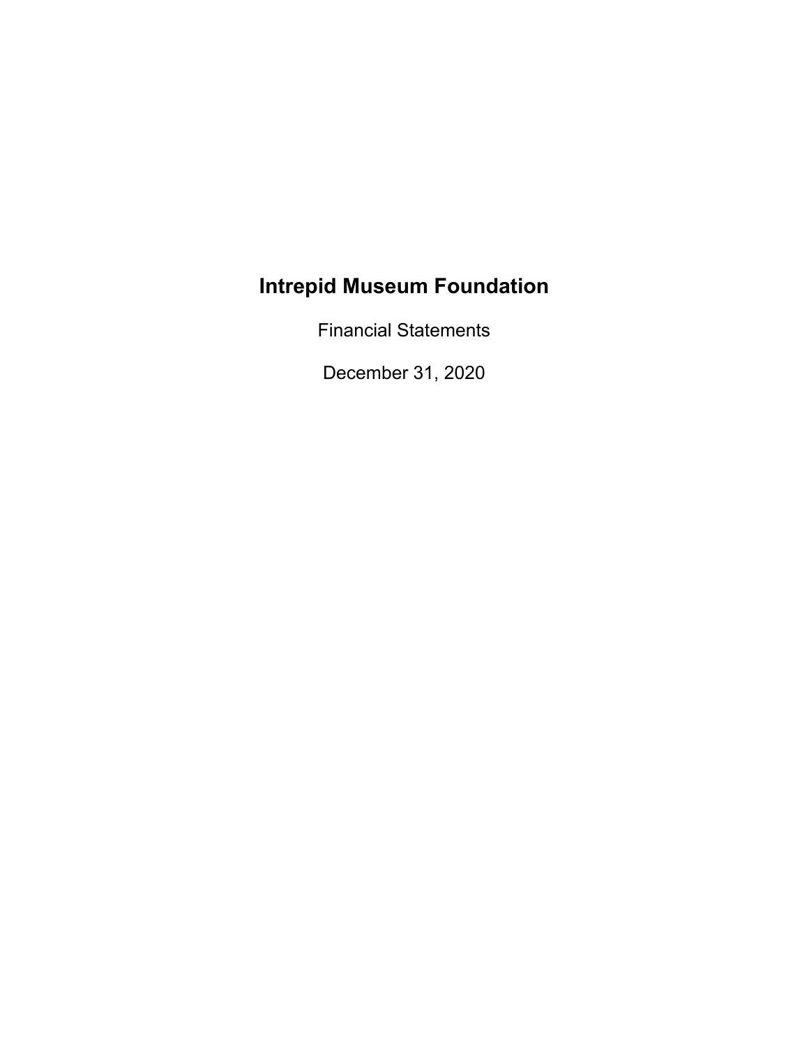# Intrepid Museum Foundation

Financial Statements

December 31, 2020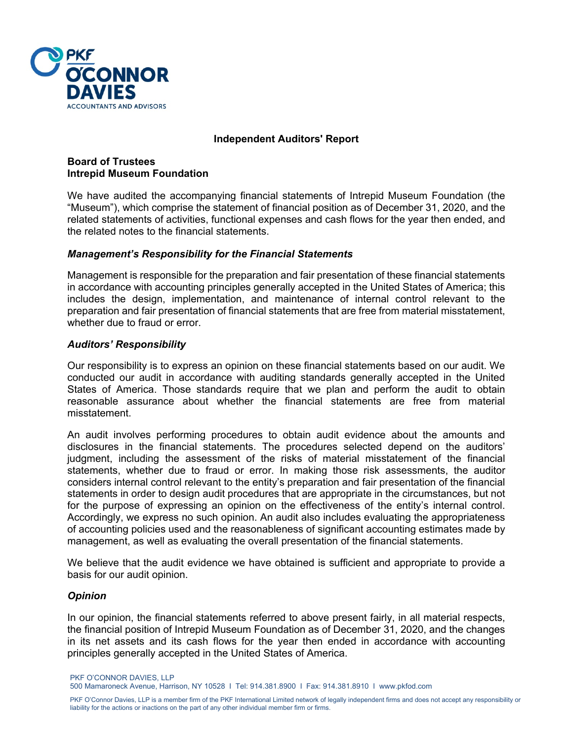PKF O'CONNOR DAVIES
ACCOUNTANTS AND ADVISORS

## Independent Auditors' Report

**Board of Trustees**
**Intrepid Museum Foundation**

We have audited the accompanying financial statements of Intrepid Museum Foundation (the "Museum"), which comprise the statement of financial position as of December 31, 2020, and the related statements of activities, functional expenses and cash flows for the year then ended, and the related notes to the financial statements.

### *Management's Responsibility for the Financial Statements*

Management is responsible for the preparation and fair presentation of these financial statements in accordance with accounting principles generally accepted in the United States of America; this includes the design, implementation, and maintenance of internal control relevant to the preparation and fair presentation of financial statements that are free from material misstatement, whether due to fraud or error.

### *Auditors' Responsibility*

Our responsibility is to express an opinion on these financial statements based on our audit. We conducted our audit in accordance with auditing standards generally accepted in the United States of America. Those standards require that we plan and perform the audit to obtain reasonable assurance about whether the financial statements are free from material misstatement.

An audit involves performing procedures to obtain audit evidence about the amounts and disclosures in the financial statements. The procedures selected depend on the auditors' judgment, including the assessment of the risks of material misstatement of the financial statements, whether due to fraud or error. In making those risk assessments, the auditor considers internal control relevant to the entity's preparation and fair presentation of the financial statements in order to design audit procedures that are appropriate in the circumstances, but not for the purpose of expressing an opinion on the effectiveness of the entity's internal control. Accordingly, we express no such opinion. An audit also includes evaluating the appropriateness of accounting policies used and the reasonableness of significant accounting estimates made by management, as well as evaluating the overall presentation of the financial statements.

We believe that the audit evidence we have obtained is sufficient and appropriate to provide a basis for our audit opinion.

### *Opinion*

In our opinion, the financial statements referred to above present fairly, in all material respects, the financial position of Intrepid Museum Foundation as of December 31, 2020, and the changes in its net assets and its cash flows for the year then ended in accordance with accounting principles generally accepted in the United States of America.

PKF O'CONNOR DAVIES, LLP
500 Mamaroneck Avenue, Harrison, NY 10528 I Tel: 914.381.8900 I Fax: 914.381.8910 I www.pkfod.com

PKF O'Connor Davies, LLP is a member firm of the PKF International Limited network of legally independent firms and does not accept any responsibility or liability for the actions or inactions on the part of any other individual member firm or firms.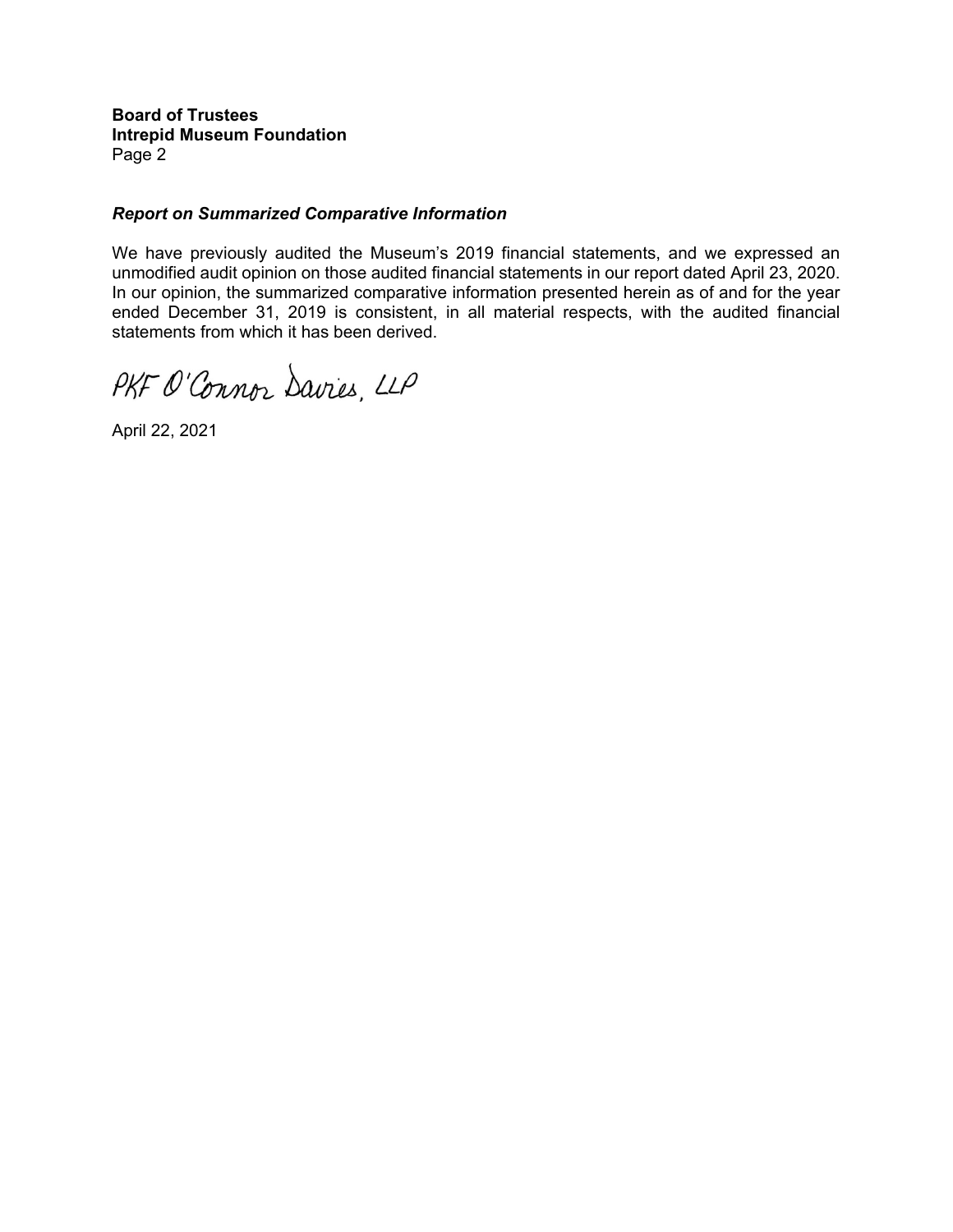**Board of Trustees**
**Intrepid Museum Foundation**
Page 2

***Report on Summarized Comparative Information***

We have previously audited the Museum's 2019 financial statements, and we expressed an unmodified audit opinion on those audited financial statements in our report dated April 23, 2020. In our opinion, the summarized comparative information presented herein as of and for the year ended December 31, 2019 is consistent, in all material respects, with the audited financial statements from which it has been derived.

PKF O'Connor Davies, LLP

April 22, 2021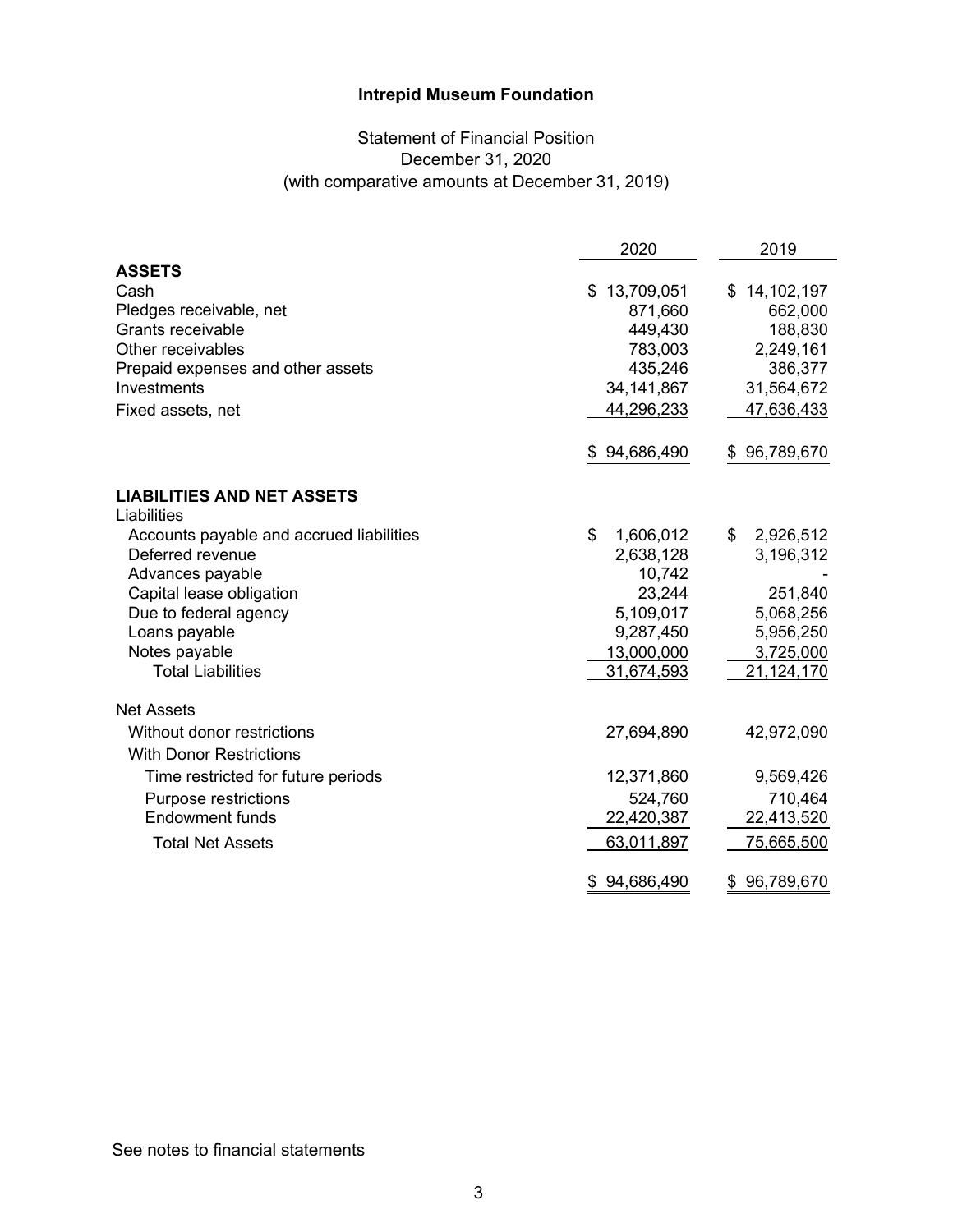**Intrepid Museum Foundation**

Statement of Financial Position
December 31, 2020
(with comparative amounts at December 31, 2019)

| | 2020 | 2019 |
|---|---|---|
| **ASSETS** | | |
| Cash | $ 13,709,051 | $ 14,102,197 |
| Pledges receivable, net | 871,660 | 662,000 |
| Grants receivable | 449,430 | 188,830 |
| Other receivables | 783,003 | 2,249,161 |
| Prepaid expenses and other assets | 435,246 | 386,377 |
| Investments | 34,141,867 | 31,564,672 |
| Fixed assets, net | 44,296,233 | 47,636,433 |
| | $ 94,686,490 | $ 96,789,670 |
| **LIABILITIES AND NET ASSETS** | | |
| Liabilities | | |
| Accounts payable and accrued liabilities | $ 1,606,012 | $ 2,926,512 |
| Deferred revenue | 2,638,128 | 3,196,312 |
| Advances payable | 10,742 | - |
| Capital lease obligation | 23,244 | 251,840 |
| Due to federal agency | 5,109,017 | 5,068,256 |
| Loans payable | 9,287,450 | 5,956,250 |
| Notes payable | 13,000,000 | 3,725,000 |
| Total Liabilities | 31,674,593 | 21,124,170 |
| Net Assets | | |
| Without donor restrictions | 27,694,890 | 42,972,090 |
| With Donor Restrictions | | |
| Time restricted for future periods | 12,371,860 | 9,569,426 |
| Purpose restrictions | 524,760 | 710,464 |
| Endowment funds | 22,420,387 | 22,413,520 |
| Total Net Assets | 63,011,897 | 75,665,500 |
| | $ 94,686,490 | $ 96,789,670 |

See notes to financial statements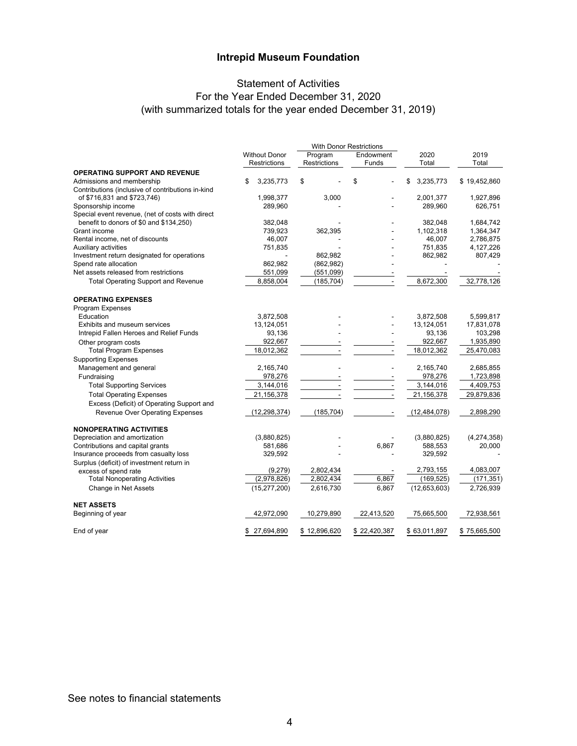## Intrepid Museum Foundation

### Statement of Activities
### For the Year Ended December 31, 2020
### (with summarized totals for the year ended December 31, 2019)

| | Without Donor Restrictions | With Donor Restrictions | | 2020 Total | 2019 Total |
|---|---|---|---|---|---|
| | | Program Restrictions | Endowment Funds | | |
| **OPERATING SUPPORT AND REVENUE** | | | | | |
| Admissions and membership | $ 3,235,773 | $ - | $ - | $ 3,235,773 | $ 19,452,860 |
| Contributions (inclusive of contributions in-kind of $716,831 and $723,746) | 1,998,377 | 3,000 | - | 2,001,377 | 1,927,896 |
| Sponsorship income | 289,960 | - | - | 289,960 | 626,751 |
| Special event revenue, (net of costs with direct benefit to donors of $0 and $134,250) | 382,048 | - | - | 382,048 | 1,684,742 |
| Grant income | 739,923 | 362,395 | - | 1,102,318 | 1,364,347 |
| Rental income, net of discounts | 46,007 | - | - | 46,007 | 2,786,875 |
| Auxiliary activities | 751,835 | - | - | 751,835 | 4,127,226 |
| Investment return designated for operations | - | 862,982 | - | 862,982 | 807,429 |
| Spend rate allocation | 862,982 | (862,982) | - | - | - |
| Net assets released from restrictions | 551,099 | (551,099) | - | - | - |
| Total Operating Support and Revenue | 8,858,004 | (185,704) | - | 8,672,300 | 32,778,126 |
| **OPERATING EXPENSES** | | | | | |
| Program Expenses | | | | | |
| Education | 3,872,508 | - | - | 3,872,508 | 5,599,817 |
| Exhibits and museum services | 13,124,051 | - | - | 13,124,051 | 17,831,078 |
| Intrepid Fallen Heroes and Relief Funds | 93,136 | - | - | 93,136 | 103,298 |
| Other program costs | 922,667 | - | - | 922,667 | 1,935,890 |
| Total Program Expenses | 18,012,362 | - | - | 18,012,362 | 25,470,083 |
| Supporting Expenses | | | | | |
| Management and general | 2,165,740 | - | - | 2,165,740 | 2,685,855 |
| Fundraising | 978,276 | - | - | 978,276 | 1,723,898 |
| Total Supporting Services | 3,144,016 | - | - | 3,144,016 | 4,409,753 |
| Total Operating Expenses | 21,156,378 | - | - | 21,156,378 | 29,879,836 |
| Excess (Deficit) of Operating Support and Revenue Over Operating Expenses | (12,298,374) | (185,704) | - | (12,484,078) | 2,898,290 |
| **NONOPERATING ACTIVITIES** | | | | | |
| Depreciation and amortization | (3,880,825) | - | - | (3,880,825) | (4,274,358) |
| Contributions and capital grants | 581,686 | - | 6,867 | 588,553 | 20,000 |
| Insurance proceeds from casualty loss | 329,592 | - | - | 329,592 | - |
| Surplus (deficit) of investment return in excess of spend rate | (9,279) | 2,802,434 | - | 2,793,155 | 4,083,007 |
| Total Nonoperating Activities | (2,978,826) | 2,802,434 | 6,867 | (169,525) | (171,351) |
| Change in Net Assets | (15,277,200) | 2,616,730 | 6,867 | (12,653,603) | 2,726,939 |
| **NET ASSETS** | | | | | |
| Beginning of year | 42,972,090 | 10,279,890 | 22,413,520 | 75,665,500 | 72,938,561 |
| End of year | $ 27,694,890 | $ 12,896,620 | $ 22,420,387 | $ 63,011,897 | $ 75,665,500 |

See notes to financial statements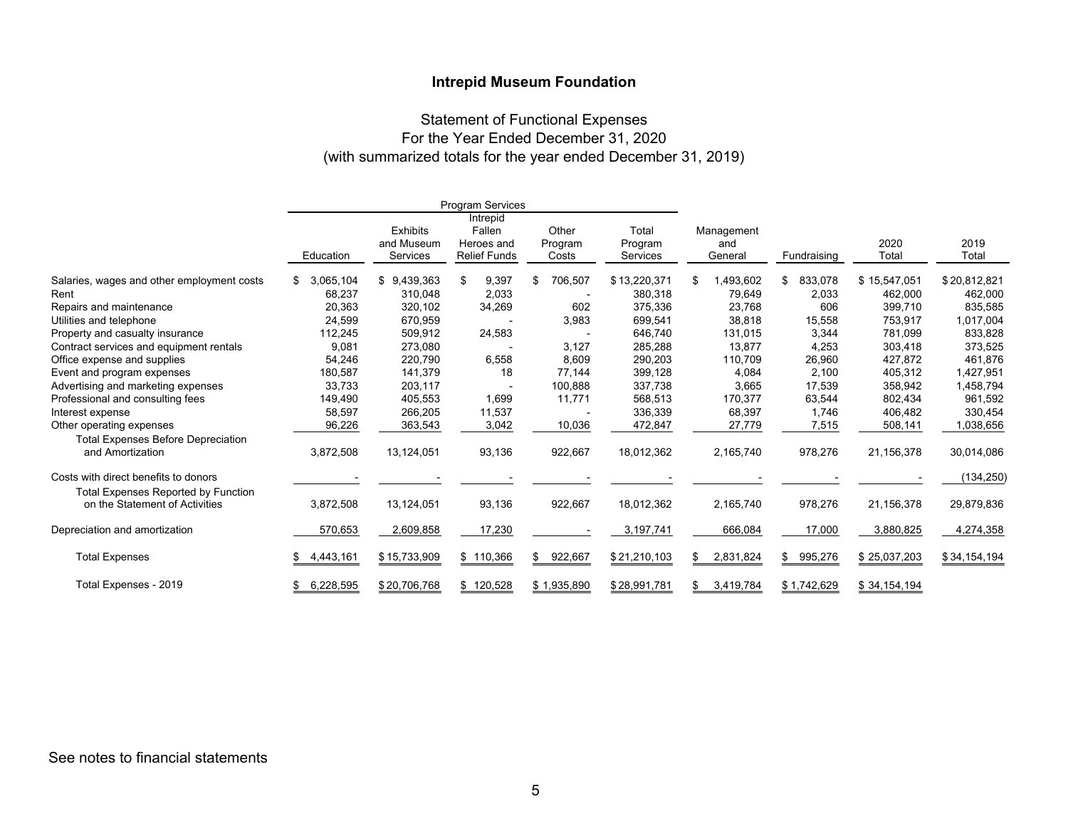# Intrepid Museum Foundation

## Statement of Functional Expenses
## For the Year Ended December 31, 2020
## (with summarized totals for the year ended December 31, 2019)

| | Program Services | | | | | | | | |
|---|---|---|---|---|---|---|---|---|---|
| | Education | Exhibits and Museum Services | Intrepid Fallen Heroes and Relief Funds | Other Program Costs | Total Program Services | Management and General | Fundraising | 2020 Total | 2019 Total |
| Salaries, wages and other employment costs | $ 3,065,104 | $ 9,439,363 | $ 9,397 | $ 706,507 | $ 13,220,371 | $ 1,493,602 | $ 833,078 | $ 15,547,051 | $ 20,812,821 |
| Rent | 68,237 | 310,048 | 2,033 | - | 380,318 | 79,649 | 2,033 | 462,000 | 462,000 |
| Repairs and maintenance | 20,363 | 320,102 | 34,269 | 602 | 375,336 | 23,768 | 606 | 399,710 | 835,585 |
| Utilities and telephone | 24,599 | 670,959 | - | 3,983 | 699,541 | 38,818 | 15,558 | 753,917 | 1,017,004 |
| Property and casualty insurance | 112,245 | 509,912 | 24,583 | - | 646,740 | 131,015 | 3,344 | 781,099 | 833,828 |
| Contract services and equipment rentals | 9,081 | 273,080 | - | 3,127 | 285,288 | 13,877 | 4,253 | 303,418 | 373,525 |
| Office expense and supplies | 54,246 | 220,790 | 6,558 | 8,609 | 290,203 | 110,709 | 26,960 | 427,872 | 461,876 |
| Event and program expenses | 180,587 | 141,379 | 18 | 77,144 | 399,128 | 4,084 | 2,100 | 405,312 | 1,427,951 |
| Advertising and marketing expenses | 33,733 | 203,117 | - | 100,888 | 337,738 | 3,665 | 17,539 | 358,942 | 1,458,794 |
| Professional and consulting fees | 149,490 | 405,553 | 1,699 | 11,771 | 568,513 | 170,377 | 63,544 | 802,434 | 961,592 |
| Interest expense | 58,597 | 266,205 | 11,537 | - | 336,339 | 68,397 | 1,746 | 406,482 | 330,454 |
| Other operating expenses | 96,226 | 363,543 | 3,042 | 10,036 | 472,847 | 27,779 | 7,515 | 508,141 | 1,038,656 |
| Total Expenses Before Depreciation and Amortization | 3,872,508 | 13,124,051 | 93,136 | 922,667 | 18,012,362 | 2,165,740 | 978,276 | 21,156,378 | 30,014,086 |
| Costs with direct benefits to donors | - | - | - | - | - | - | - | - | (134,250) |
| Total Expenses Reported by Function on the Statement of Activities | 3,872,508 | 13,124,051 | 93,136 | 922,667 | 18,012,362 | 2,165,740 | 978,276 | 21,156,378 | 29,879,836 |
| Depreciation and amortization | 570,653 | 2,609,858 | 17,230 | - | 3,197,741 | 666,084 | 17,000 | 3,880,825 | 4,274,358 |
| Total Expenses | $ 4,443,161 | $ 15,733,909 | $ 110,366 | $ 922,667 | $ 21,210,103 | $ 2,831,824 | $ 995,276 | $ 25,037,203 | $ 34,154,194 |
| Total Expenses - 2019 | $ 6,228,595 | $ 20,706,768 | $ 120,528 | $ 1,935,890 | $ 28,991,781 | $ 3,419,784 | $ 1,742,629 | $ 34,154,194 | |

See notes to financial statements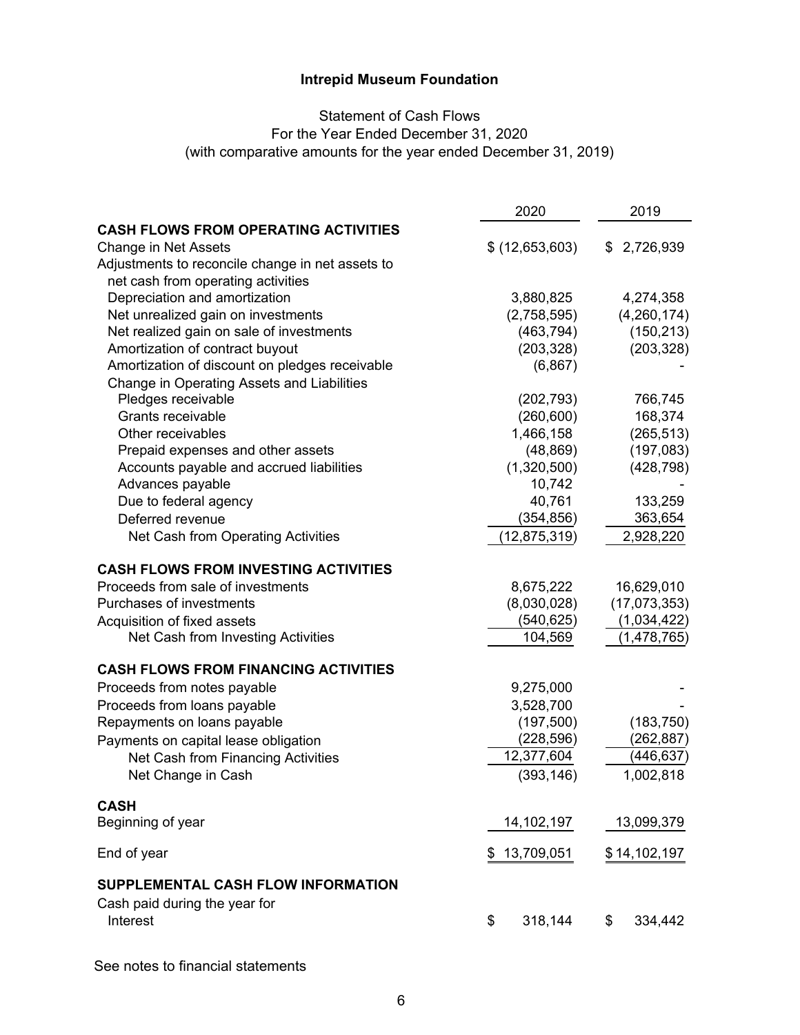**Intrepid Museum Foundation**

Statement of Cash Flows
For the Year Ended December 31, 2020
(with comparative amounts for the year ended December 31, 2019)

| | 2020 | 2019 |
|---|---|---|
| **CASH FLOWS FROM OPERATING ACTIVITIES** | | |
| Change in Net Assets | $ (12,653,603) | $ 2,726,939 |
| Adjustments to reconcile change in net assets to net cash from operating activities | | |
| Depreciation and amortization | 3,880,825 | 4,274,358 |
| Net unrealized gain on investments | (2,758,595) | (4,260,174) |
| Net realized gain on sale of investments | (463,794) | (150,213) |
| Amortization of contract buyout | (203,328) | (203,328) |
| Amortization of discount on pledges receivable | (6,867) | - |
| Change in Operating Assets and Liabilities | | |
| Pledges receivable | (202,793) | 766,745 |
| Grants receivable | (260,600) | 168,374 |
| Other receivables | 1,466,158 | (265,513) |
| Prepaid expenses and other assets | (48,869) | (197,083) |
| Accounts payable and accrued liabilities | (1,320,500) | (428,798) |
| Advances payable | 10,742 | - |
| Due to federal agency | 40,761 | 133,259 |
| Deferred revenue | (354,856) | 363,654 |
| Net Cash from Operating Activities | (12,875,319) | 2,928,220 |
| **CASH FLOWS FROM INVESTING ACTIVITIES** | | |
| Proceeds from sale of investments | 8,675,222 | 16,629,010 |
| Purchases of investments | (8,030,028) | (17,073,353) |
| Acquisition of fixed assets | (540,625) | (1,034,422) |
| Net Cash from Investing Activities | 104,569 | (1,478,765) |
| **CASH FLOWS FROM FINANCING ACTIVITIES** | | |
| Proceeds from notes payable | 9,275,000 | - |
| Proceeds from loans payable | 3,528,700 | - |
| Repayments on loans payable | (197,500) | (183,750) |
| Payments on capital lease obligation | (228,596) | (262,887) |
| Net Cash from Financing Activities | 12,377,604 | (446,637) |
| Net Change in Cash | (393,146) | 1,002,818 |
| **CASH** | | |
| Beginning of year | 14,102,197 | 13,099,379 |
| End of year | $ 13,709,051 | $ 14,102,197 |
| **SUPPLEMENTAL CASH FLOW INFORMATION** | | |
| Cash paid during the year for | | |
| Interest | $ 318,144 | $ 334,442 |

See notes to financial statements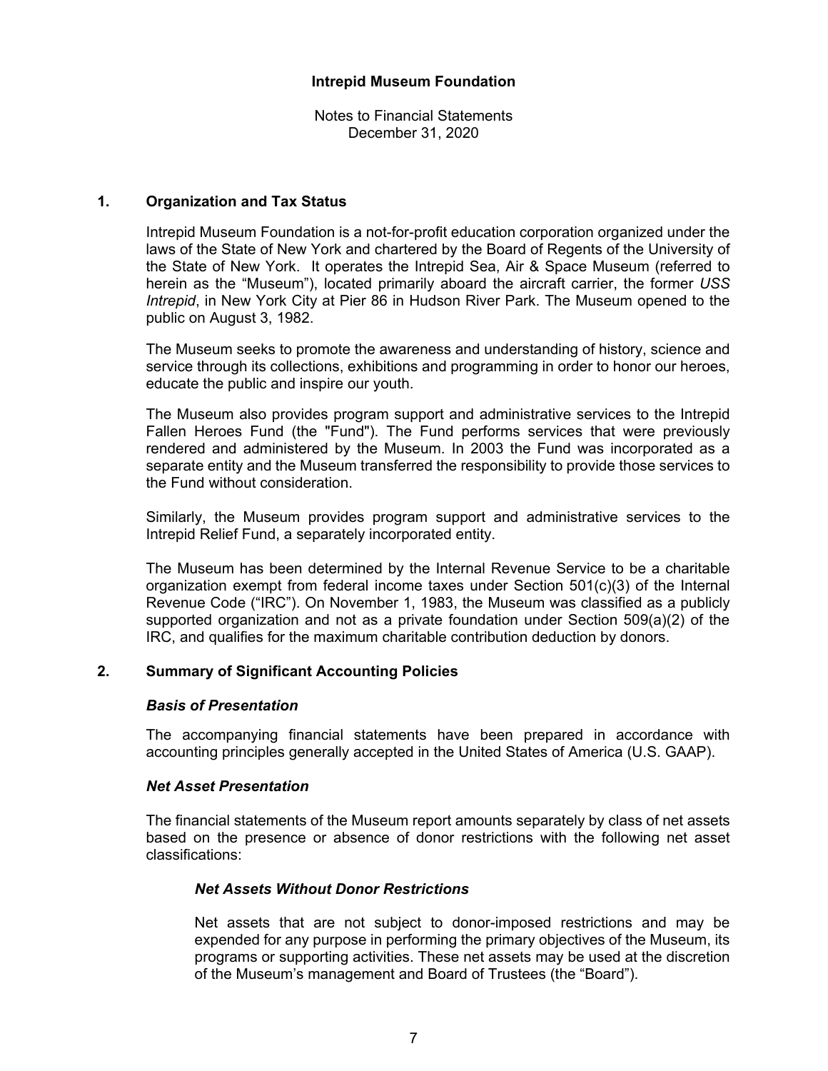# Intrepid Museum Foundation

Notes to Financial Statements
December 31, 2020

## 1. Organization and Tax Status

Intrepid Museum Foundation is a not-for-profit education corporation organized under the laws of the State of New York and chartered by the Board of Regents of the University of the State of New York. It operates the Intrepid Sea, Air & Space Museum (referred to herein as the "Museum"), located primarily aboard the aircraft carrier, the former *USS Intrepid*, in New York City at Pier 86 in Hudson River Park. The Museum opened to the public on August 3, 1982.

The Museum seeks to promote the awareness and understanding of history, science and service through its collections, exhibitions and programming in order to honor our heroes, educate the public and inspire our youth.

The Museum also provides program support and administrative services to the Intrepid Fallen Heroes Fund (the "Fund"). The Fund performs services that were previously rendered and administered by the Museum. In 2003 the Fund was incorporated as a separate entity and the Museum transferred the responsibility to provide those services to the Fund without consideration.

Similarly, the Museum provides program support and administrative services to the Intrepid Relief Fund, a separately incorporated entity.

The Museum has been determined by the Internal Revenue Service to be a charitable organization exempt from federal income taxes under Section 501(c)(3) of the Internal Revenue Code ("IRC"). On November 1, 1983, the Museum was classified as a publicly supported organization and not as a private foundation under Section 509(a)(2) of the IRC, and qualifies for the maximum charitable contribution deduction by donors.

## 2. Summary of Significant Accounting Policies

### *Basis of Presentation*

The accompanying financial statements have been prepared in accordance with accounting principles generally accepted in the United States of America (U.S. GAAP).

### *Net Asset Presentation*

The financial statements of the Museum report amounts separately by class of net assets based on the presence or absence of donor restrictions with the following net asset classifications:

#### *Net Assets Without Donor Restrictions*

Net assets that are not subject to donor-imposed restrictions and may be expended for any purpose in performing the primary objectives of the Museum, its programs or supporting activities. These net assets may be used at the discretion of the Museum's management and Board of Trustees (the "Board").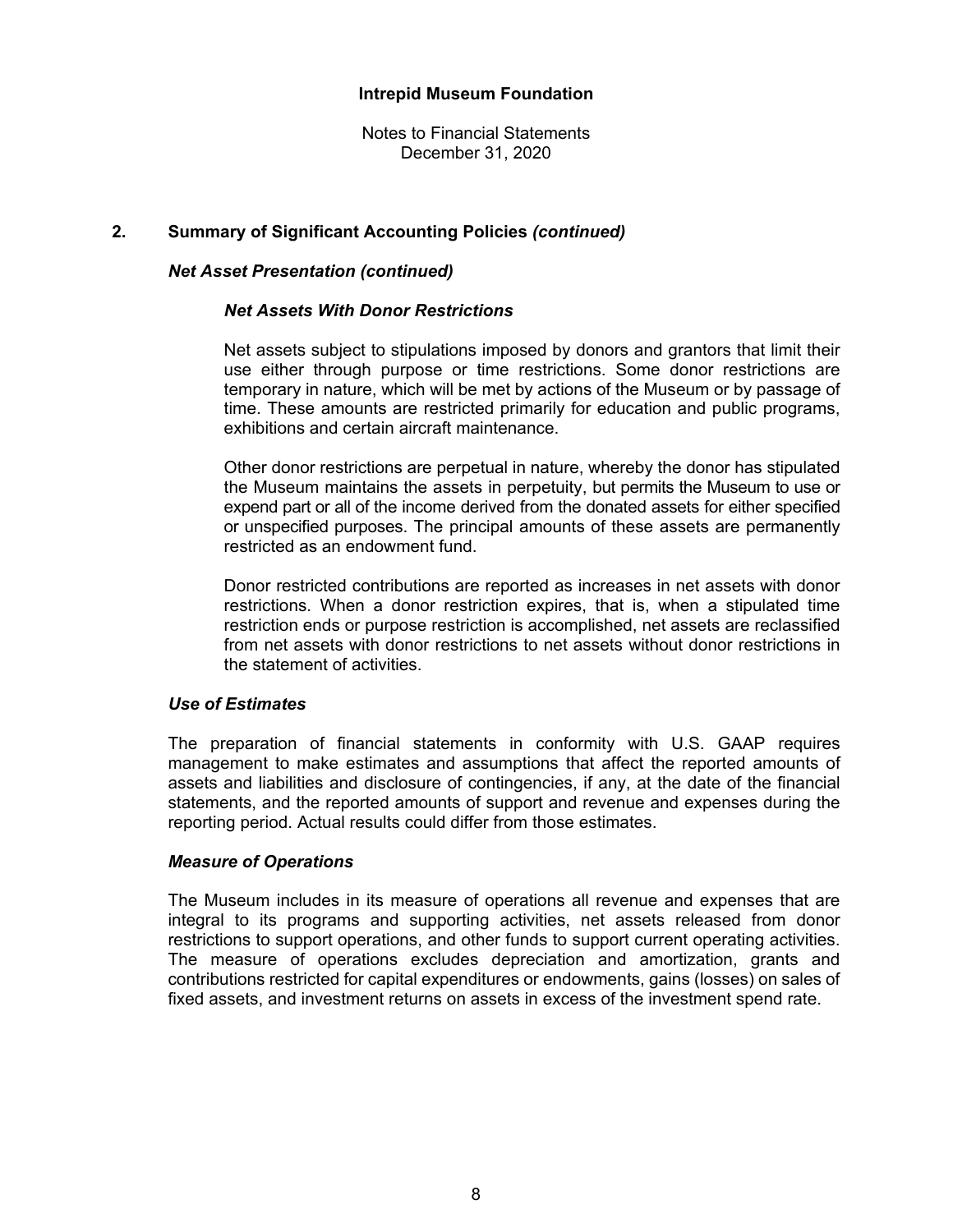## 2. Summary of Significant Accounting Policies *(continued)*

### *Net Asset Presentation (continued)*

#### *Net Assets With Donor Restrictions*

Net assets subject to stipulations imposed by donors and grantors that limit their use either through purpose or time restrictions. Some donor restrictions are temporary in nature, which will be met by actions of the Museum or by passage of time. These amounts are restricted primarily for education and public programs, exhibitions and certain aircraft maintenance.

Other donor restrictions are perpetual in nature, whereby the donor has stipulated the Museum maintains the assets in perpetuity, but permits the Museum to use or expend part or all of the income derived from the donated assets for either specified or unspecified purposes. The principal amounts of these assets are permanently restricted as an endowment fund.

Donor restricted contributions are reported as increases in net assets with donor restrictions. When a donor restriction expires, that is, when a stipulated time restriction ends or purpose restriction is accomplished, net assets are reclassified from net assets with donor restrictions to net assets without donor restrictions in the statement of activities.

### *Use of Estimates*

The preparation of financial statements in conformity with U.S. GAAP requires management to make estimates and assumptions that affect the reported amounts of assets and liabilities and disclosure of contingencies, if any, at the date of the financial statements, and the reported amounts of support and revenue and expenses during the reporting period. Actual results could differ from those estimates.

### *Measure of Operations*

The Museum includes in its measure of operations all revenue and expenses that are integral to its programs and supporting activities, net assets released from donor restrictions to support operations, and other funds to support current operating activities. The measure of operations excludes depreciation and amortization, grants and contributions restricted for capital expenditures or endowments, gains (losses) on sales of fixed assets, and investment returns on assets in excess of the investment spend rate.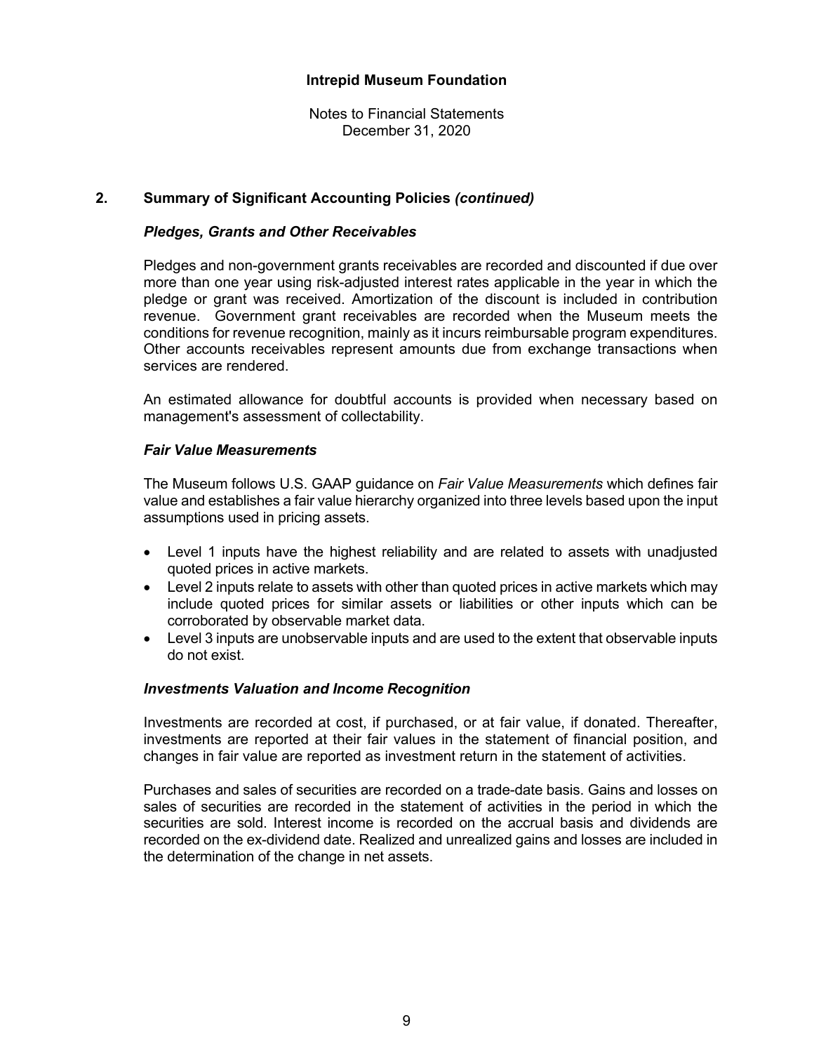## 2. Summary of Significant Accounting Policies *(continued)*

### *Pledges, Grants and Other Receivables*

Pledges and non-government grants receivables are recorded and discounted if due over more than one year using risk-adjusted interest rates applicable in the year in which the pledge or grant was received. Amortization of the discount is included in contribution revenue. Government grant receivables are recorded when the Museum meets the conditions for revenue recognition, mainly as it incurs reimbursable program expenditures. Other accounts receivables represent amounts due from exchange transactions when services are rendered.

An estimated allowance for doubtful accounts is provided when necessary based on management's assessment of collectability.

### *Fair Value Measurements*

The Museum follows U.S. GAAP guidance on *Fair Value Measurements* which defines fair value and establishes a fair value hierarchy organized into three levels based upon the input assumptions used in pricing assets.

- Level 1 inputs have the highest reliability and are related to assets with unadjusted quoted prices in active markets.
- Level 2 inputs relate to assets with other than quoted prices in active markets which may include quoted prices for similar assets or liabilities or other inputs which can be corroborated by observable market data.
- Level 3 inputs are unobservable inputs and are used to the extent that observable inputs do not exist.

### *Investments Valuation and Income Recognition*

Investments are recorded at cost, if purchased, or at fair value, if donated. Thereafter, investments are reported at their fair values in the statement of financial position, and changes in fair value are reported as investment return in the statement of activities.

Purchases and sales of securities are recorded on a trade-date basis. Gains and losses on sales of securities are recorded in the statement of activities in the period in which the securities are sold. Interest income is recorded on the accrual basis and dividends are recorded on the ex-dividend date. Realized and unrealized gains and losses are included in the determination of the change in net assets.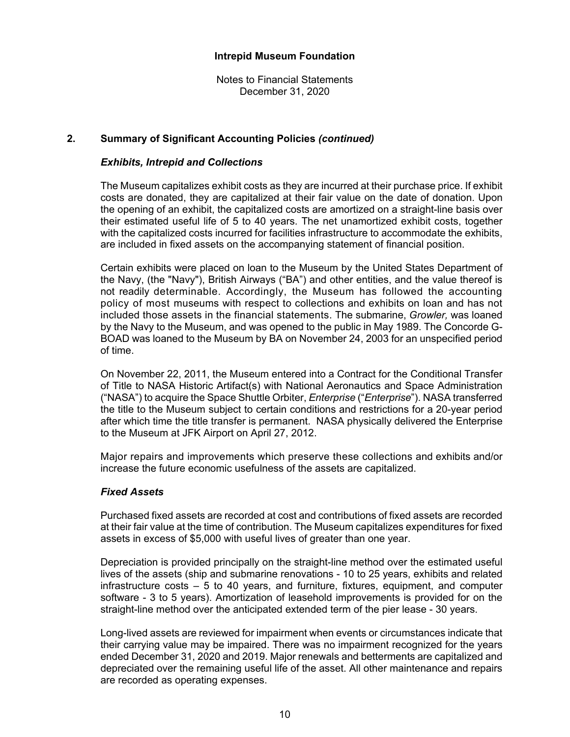## 2. Summary of Significant Accounting Policies *(continued)*

### *Exhibits, Intrepid and Collections*

The Museum capitalizes exhibit costs as they are incurred at their purchase price. If exhibit costs are donated, they are capitalized at their fair value on the date of donation. Upon the opening of an exhibit, the capitalized costs are amortized on a straight-line basis over their estimated useful life of 5 to 40 years. The net unamortized exhibit costs, together with the capitalized costs incurred for facilities infrastructure to accommodate the exhibits, are included in fixed assets on the accompanying statement of financial position.

Certain exhibits were placed on loan to the Museum by the United States Department of the Navy, (the "Navy"), British Airways ("BA") and other entities, and the value thereof is not readily determinable. Accordingly, the Museum has followed the accounting policy of most museums with respect to collections and exhibits on loan and has not included those assets in the financial statements. The submarine, *Growler,* was loaned by the Navy to the Museum, and was opened to the public in May 1989. The Concorde G-BOAD was loaned to the Museum by BA on November 24, 2003 for an unspecified period of time.

On November 22, 2011, the Museum entered into a Contract for the Conditional Transfer of Title to NASA Historic Artifact(s) with National Aeronautics and Space Administration ("NASA") to acquire the Space Shuttle Orbiter, *Enterprise* ("*Enterprise*"). NASA transferred the title to the Museum subject to certain conditions and restrictions for a 20-year period after which time the title transfer is permanent. NASA physically delivered the Enterprise to the Museum at JFK Airport on April 27, 2012.

Major repairs and improvements which preserve these collections and exhibits and/or increase the future economic usefulness of the assets are capitalized.

### *Fixed Assets*

Purchased fixed assets are recorded at cost and contributions of fixed assets are recorded at their fair value at the time of contribution. The Museum capitalizes expenditures for fixed assets in excess of $5,000 with useful lives of greater than one year.

Depreciation is provided principally on the straight-line method over the estimated useful lives of the assets (ship and submarine renovations - 10 to 25 years, exhibits and related infrastructure costs – 5 to 40 years, and furniture, fixtures, equipment, and computer software - 3 to 5 years). Amortization of leasehold improvements is provided for on the straight-line method over the anticipated extended term of the pier lease - 30 years.

Long-lived assets are reviewed for impairment when events or circumstances indicate that their carrying value may be impaired. There was no impairment recognized for the years ended December 31, 2020 and 2019. Major renewals and betterments are capitalized and depreciated over the remaining useful life of the asset. All other maintenance and repairs are recorded as operating expenses.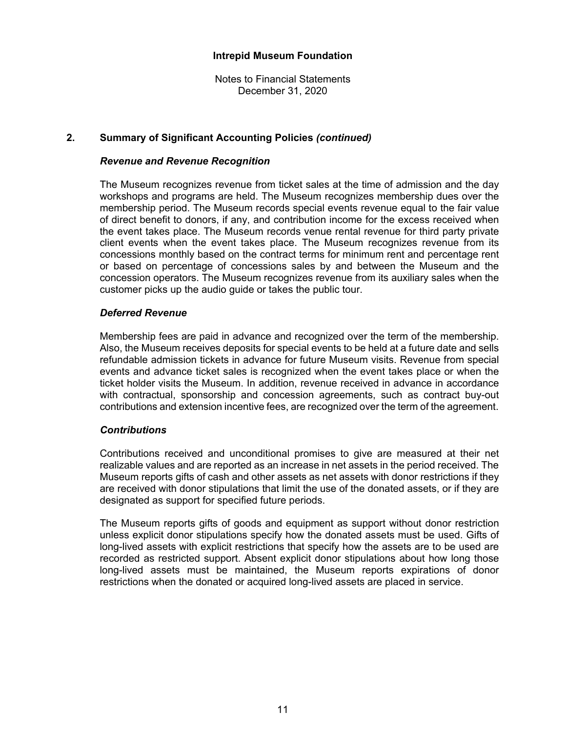**Intrepid Museum Foundation**

Notes to Financial Statements
December 31, 2020

## 2. Summary of Significant Accounting Policies *(continued)*

### *Revenue and Revenue Recognition*

The Museum recognizes revenue from ticket sales at the time of admission and the day workshops and programs are held. The Museum recognizes membership dues over the membership period. The Museum records special events revenue equal to the fair value of direct benefit to donors, if any, and contribution income for the excess received when the event takes place. The Museum records venue rental revenue for third party private client events when the event takes place. The Museum recognizes revenue from its concessions monthly based on the contract terms for minimum rent and percentage rent or based on percentage of concessions sales by and between the Museum and the concession operators. The Museum recognizes revenue from its auxiliary sales when the customer picks up the audio guide or takes the public tour.

### *Deferred Revenue*

Membership fees are paid in advance and recognized over the term of the membership. Also, the Museum receives deposits for special events to be held at a future date and sells refundable admission tickets in advance for future Museum visits. Revenue from special events and advance ticket sales is recognized when the event takes place or when the ticket holder visits the Museum. In addition, revenue received in advance in accordance with contractual, sponsorship and concession agreements, such as contract buy-out contributions and extension incentive fees, are recognized over the term of the agreement.

### *Contributions*

Contributions received and unconditional promises to give are measured at their net realizable values and are reported as an increase in net assets in the period received. The Museum reports gifts of cash and other assets as net assets with donor restrictions if they are received with donor stipulations that limit the use of the donated assets, or if they are designated as support for specified future periods.

The Museum reports gifts of goods and equipment as support without donor restriction unless explicit donor stipulations specify how the donated assets must be used. Gifts of long-lived assets with explicit restrictions that specify how the assets are to be used are recorded as restricted support. Absent explicit donor stipulations about how long those long-lived assets must be maintained, the Museum reports expirations of donor restrictions when the donated or acquired long-lived assets are placed in service.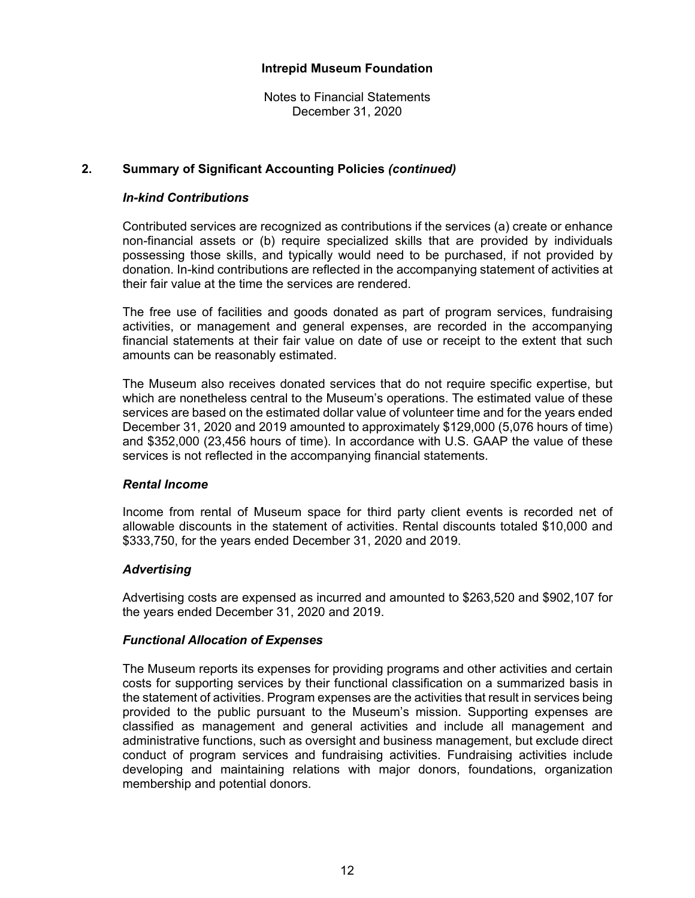## 2. Summary of Significant Accounting Policies *(continued)*

### *In-kind Contributions*

Contributed services are recognized as contributions if the services (a) create or enhance non-financial assets or (b) require specialized skills that are provided by individuals possessing those skills, and typically would need to be purchased, if not provided by donation. In-kind contributions are reflected in the accompanying statement of activities at their fair value at the time the services are rendered.

The free use of facilities and goods donated as part of program services, fundraising activities, or management and general expenses, are recorded in the accompanying financial statements at their fair value on date of use or receipt to the extent that such amounts can be reasonably estimated.

The Museum also receives donated services that do not require specific expertise, but which are nonetheless central to the Museum's operations. The estimated value of these services are based on the estimated dollar value of volunteer time and for the years ended December 31, 2020 and 2019 amounted to approximately $129,000 (5,076 hours of time) and $352,000 (23,456 hours of time). In accordance with U.S. GAAP the value of these services is not reflected in the accompanying financial statements.

### *Rental Income*

Income from rental of Museum space for third party client events is recorded net of allowable discounts in the statement of activities. Rental discounts totaled $10,000 and $333,750, for the years ended December 31, 2020 and 2019.

### *Advertising*

Advertising costs are expensed as incurred and amounted to $263,520 and $902,107 for the years ended December 31, 2020 and 2019.

### *Functional Allocation of Expenses*

The Museum reports its expenses for providing programs and other activities and certain costs for supporting services by their functional classification on a summarized basis in the statement of activities. Program expenses are the activities that result in services being provided to the public pursuant to the Museum's mission. Supporting expenses are classified as management and general activities and include all management and administrative functions, such as oversight and business management, but exclude direct conduct of program services and fundraising activities. Fundraising activities include developing and maintaining relations with major donors, foundations, organization membership and potential donors.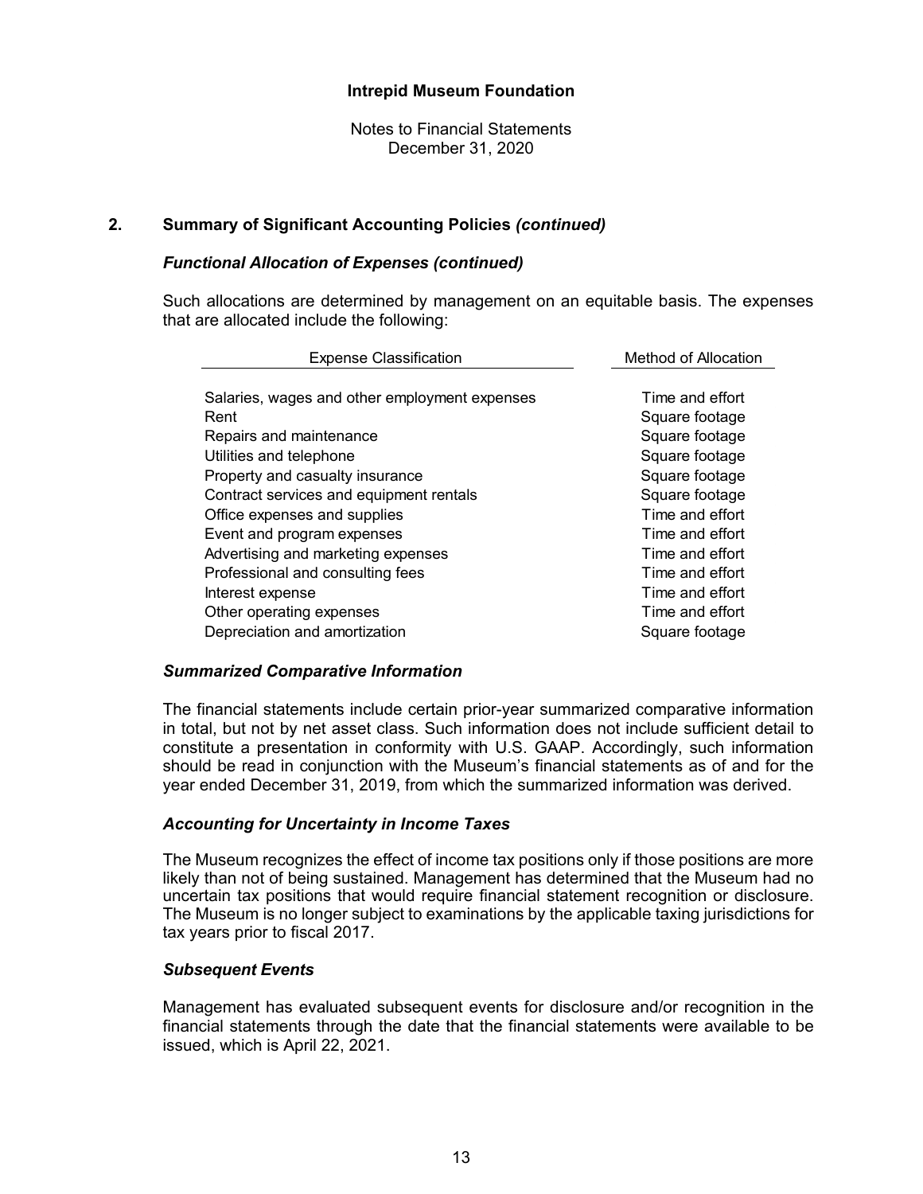## Intrepid Museum Foundation

Notes to Financial Statements
December 31, 2020

## 2. Summary of Significant Accounting Policies *(continued)*

### *Functional Allocation of Expenses (continued)*

Such allocations are determined by management on an equitable basis. The expenses that are allocated include the following:

| Expense Classification | Method of Allocation |
|---|---|
| Salaries, wages and other employment expenses | Time and effort |
| Rent | Square footage |
| Repairs and maintenance | Square footage |
| Utilities and telephone | Square footage |
| Property and casualty insurance | Square footage |
| Contract services and equipment rentals | Square footage |
| Office expenses and supplies | Time and effort |
| Event and program expenses | Time and effort |
| Advertising and marketing expenses | Time and effort |
| Professional and consulting fees | Time and effort |
| Interest expense | Time and effort |
| Other operating expenses | Time and effort |
| Depreciation and amortization | Square footage |

### *Summarized Comparative Information*

The financial statements include certain prior-year summarized comparative information in total, but not by net asset class. Such information does not include sufficient detail to constitute a presentation in conformity with U.S. GAAP. Accordingly, such information should be read in conjunction with the Museum's financial statements as of and for the year ended December 31, 2019, from which the summarized information was derived.

### *Accounting for Uncertainty in Income Taxes*

The Museum recognizes the effect of income tax positions only if those positions are more likely than not of being sustained. Management has determined that the Museum had no uncertain tax positions that would require financial statement recognition or disclosure. The Museum is no longer subject to examinations by the applicable taxing jurisdictions for tax years prior to fiscal 2017.

### *Subsequent Events*

Management has evaluated subsequent events for disclosure and/or recognition in the financial statements through the date that the financial statements were available to be issued, which is April 22, 2021.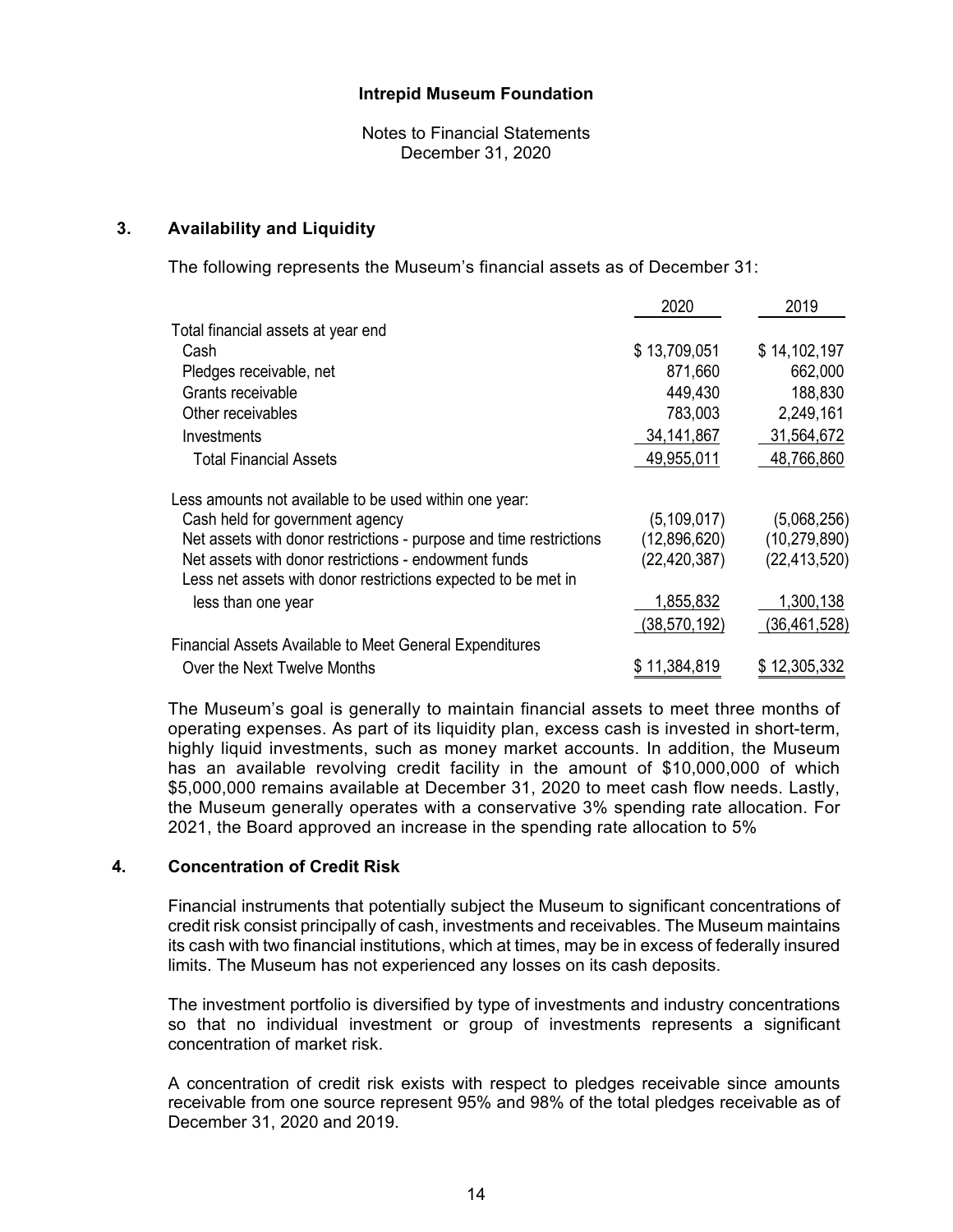**Intrepid Museum Foundation**

Notes to Financial Statements
December 31, 2020

## 3. Availability and Liquidity

The following represents the Museum's financial assets as of December 31:

| | 2020 | 2019 |
|---|---|---|
| Total financial assets at year end | | |
| Cash | $ 13,709,051 | $ 14,102,197 |
| Pledges receivable, net | 871,660 | 662,000 |
| Grants receivable | 449,430 | 188,830 |
| Other receivables | 783,003 | 2,249,161 |
| Investments | 34,141,867 | 31,564,672 |
| Total Financial Assets | 49,955,011 | 48,766,860 |
| Less amounts not available to be used within one year: | | |
| Cash held for government agency | (5,109,017) | (5,068,256) |
| Net assets with donor restrictions - purpose and time restrictions | (12,896,620) | (10,279,890) |
| Net assets with donor restrictions - endowment funds | (22,420,387) | (22,413,520) |
| Less net assets with donor restrictions expected to be met in less than one year | 1,855,832 | 1,300,138 |
| | (38,570,192) | (36,461,528) |
| Financial Assets Available to Meet General Expenditures Over the Next Twelve Months | $ 11,384,819 | $ 12,305,332 |

The Museum's goal is generally to maintain financial assets to meet three months of operating expenses. As part of its liquidity plan, excess cash is invested in short-term, highly liquid investments, such as money market accounts. In addition, the Museum has an available revolving credit facility in the amount of $10,000,000 of which $5,000,000 remains available at December 31, 2020 to meet cash flow needs. Lastly, the Museum generally operates with a conservative 3% spending rate allocation. For 2021, the Board approved an increase in the spending rate allocation to 5%

## 4. Concentration of Credit Risk

Financial instruments that potentially subject the Museum to significant concentrations of credit risk consist principally of cash, investments and receivables. The Museum maintains its cash with two financial institutions, which at times, may be in excess of federally insured limits. The Museum has not experienced any losses on its cash deposits.

The investment portfolio is diversified by type of investments and industry concentrations so that no individual investment or group of investments represents a significant concentration of market risk.

A concentration of credit risk exists with respect to pledges receivable since amounts receivable from one source represent 95% and 98% of the total pledges receivable as of December 31, 2020 and 2019.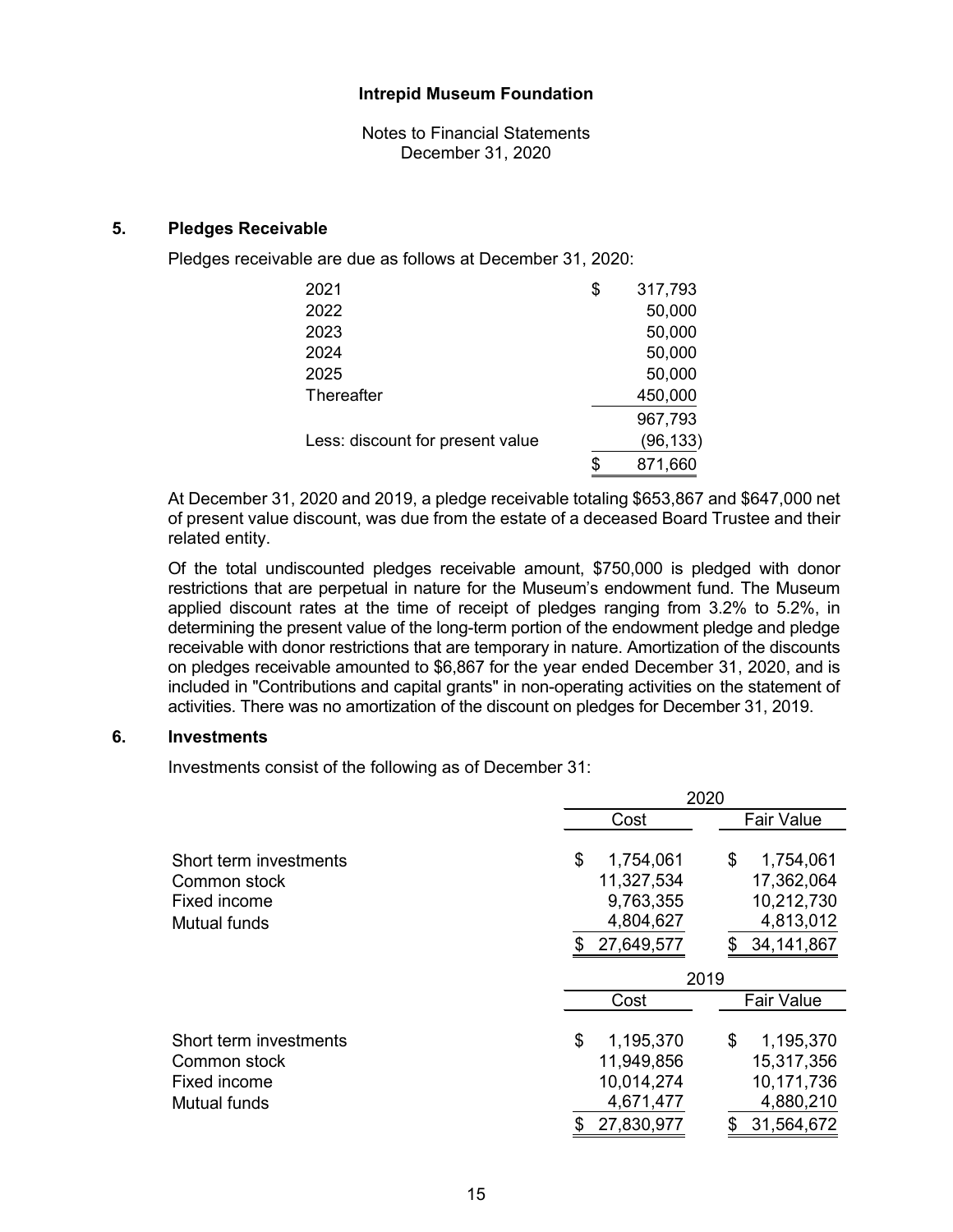**Intrepid Museum Foundation**

Notes to Financial Statements
December 31, 2020

## 5. Pledges Receivable

Pledges receivable are due as follows at December 31, 2020:

| | |
|---|---|
| 2021 | $ 317,793 |
| 2022 | 50,000 |
| 2023 | 50,000 |
| 2024 | 50,000 |
| 2025 | 50,000 |
| Thereafter | 450,000 |
| | 967,793 |
| Less: discount for present value | (96,133) |
| | $ 871,660 |

At December 31, 2020 and 2019, a pledge receivable totaling $653,867 and $647,000 net of present value discount, was due from the estate of a deceased Board Trustee and their related entity.

Of the total undiscounted pledges receivable amount, $750,000 is pledged with donor restrictions that are perpetual in nature for the Museum's endowment fund. The Museum applied discount rates at the time of receipt of pledges ranging from 3.2% to 5.2%, in determining the present value of the long-term portion of the endowment pledge and pledge receivable with donor restrictions that are temporary in nature. Amortization of the discounts on pledges receivable amounted to $6,867 for the year ended December 31, 2020, and is included in "Contributions and capital grants" in non-operating activities on the statement of activities. There was no amortization of the discount on pledges for December 31, 2019.

## 6. Investments

Investments consist of the following as of December 31:

| | 2020 | |
|---|---|---|
| | Cost | Fair Value |
| Short term investments | $ 1,754,061 | $ 1,754,061 |
| Common stock | 11,327,534 | 17,362,064 |
| Fixed income | 9,763,355 | 10,212,730 |
| Mutual funds | 4,804,627 | 4,813,012 |
| | $ 27,649,577 | $ 34,141,867 |

| | 2019 | |
|---|---|---|
| | Cost | Fair Value |
| Short term investments | $ 1,195,370 | $ 1,195,370 |
| Common stock | 11,949,856 | 15,317,356 |
| Fixed income | 10,014,274 | 10,171,736 |
| Mutual funds | 4,671,477 | 4,880,210 |
| | $ 27,830,977 | $ 31,564,672 |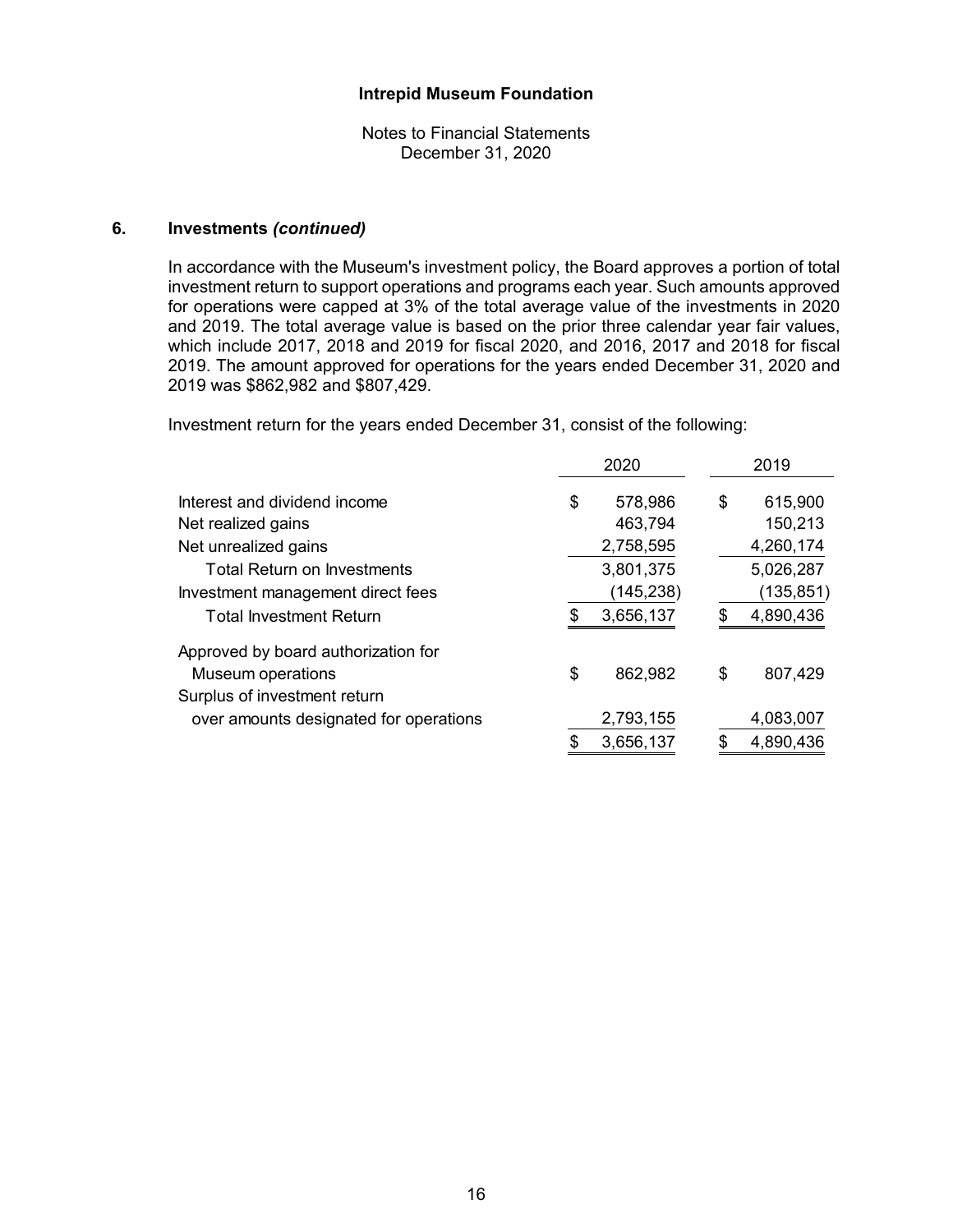## 6. Investments *(continued)*

In accordance with the Museum's investment policy, the Board approves a portion of total investment return to support operations and programs each year. Such amounts approved for operations were capped at 3% of the total average value of the investments in 2020 and 2019. The total average value is based on the prior three calendar year fair values, which include 2017, 2018 and 2019 for fiscal 2020, and 2016, 2017 and 2018 for fiscal 2019. The amount approved for operations for the years ended December 31, 2020 and 2019 was $862,982 and $807,429.

Investment return for the years ended December 31, consist of the following:

| | 2020 | 2019 |
|---|---|---|
| Interest and dividend income | $ 578,986 | $ 615,900 |
| Net realized gains | 463,794 | 150,213 |
| Net unrealized gains | 2,758,595 | 4,260,174 |
| Total Return on Investments | 3,801,375 | 5,026,287 |
| Investment management direct fees | (145,238) | (135,851) |
| Total Investment Return | $ 3,656,137 | $ 4,890,436 |
| Approved by board authorization for Museum operations | $ 862,982 | $ 807,429 |
| Surplus of investment return over amounts designated for operations | 2,793,155 | 4,083,007 |
| | $ 3,656,137 | $ 4,890,436 |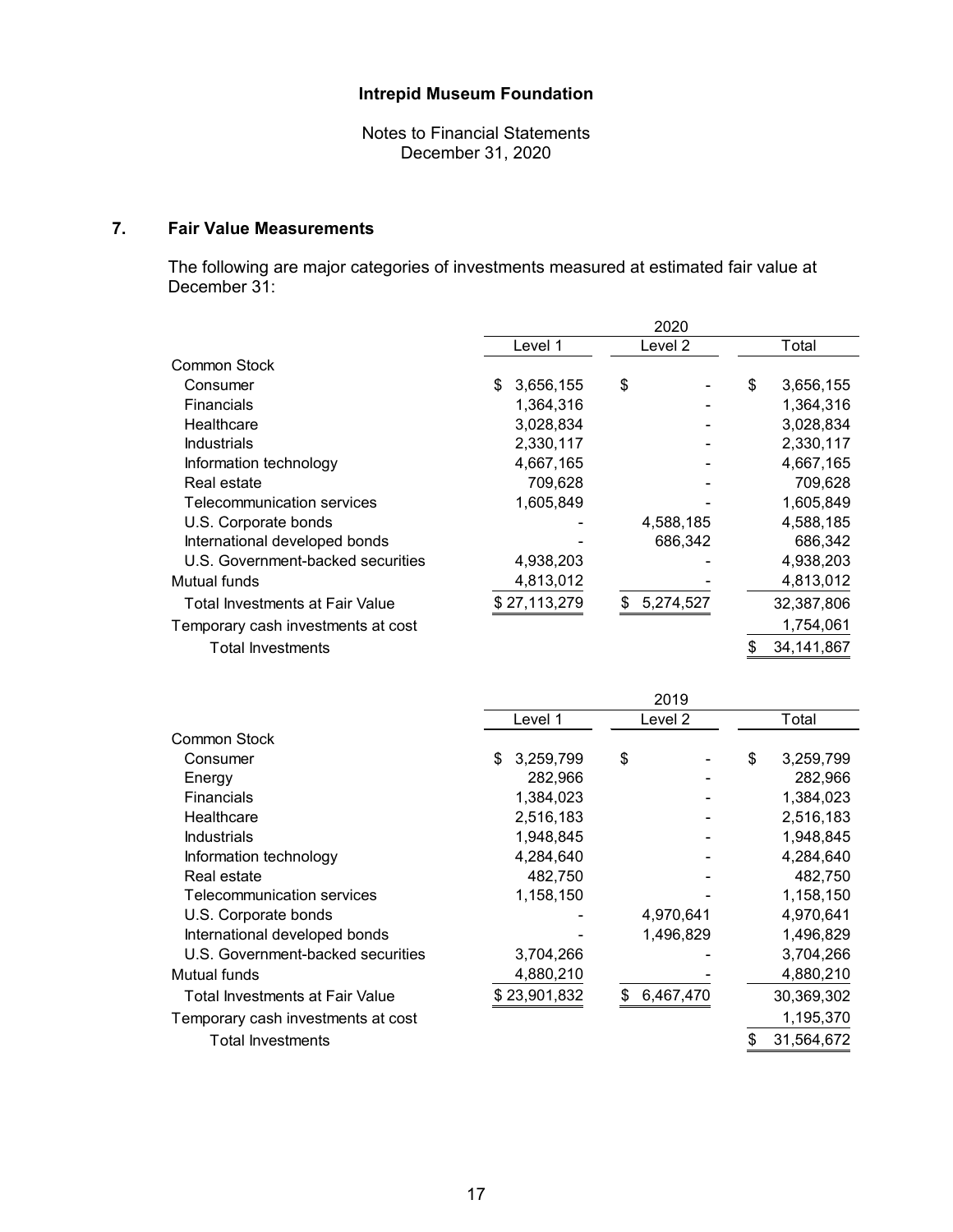**Intrepid Museum Foundation**

Notes to Financial Statements
December 31, 2020

## 7. Fair Value Measurements

The following are major categories of investments measured at estimated fair value at December 31:

| | 2020 | | |
|---|---|---|---|
| | Level 1 | Level 2 | Total |
| Common Stock | | | |
| Consumer | $ 3,656,155 | $ - | $ 3,656,155 |
| Financials | 1,364,316 | - | 1,364,316 |
| Healthcare | 3,028,834 | - | 3,028,834 |
| Industrials | 2,330,117 | - | 2,330,117 |
| Information technology | 4,667,165 | - | 4,667,165 |
| Real estate | 709,628 | - | 709,628 |
| Telecommunication services | 1,605,849 | - | 1,605,849 |
| U.S. Corporate bonds | - | 4,588,185 | 4,588,185 |
| International developed bonds | - | 686,342 | 686,342 |
| U.S. Government-backed securities | 4,938,203 | - | 4,938,203 |
| Mutual funds | 4,813,012 | - | 4,813,012 |
| Total Investments at Fair Value | $ 27,113,279 | $ 5,274,527 | 32,387,806 |
| Temporary cash investments at cost | | | 1,754,061 |
| Total Investments | | | $ 34,141,867 |

| | 2019 | | |
|---|---|---|---|
| | Level 1 | Level 2 | Total |
| Common Stock | | | |
| Consumer | $ 3,259,799 | $ - | $ 3,259,799 |
| Energy | 282,966 | - | 282,966 |
| Financials | 1,384,023 | - | 1,384,023 |
| Healthcare | 2,516,183 | - | 2,516,183 |
| Industrials | 1,948,845 | - | 1,948,845 |
| Information technology | 4,284,640 | - | 4,284,640 |
| Real estate | 482,750 | - | 482,750 |
| Telecommunication services | 1,158,150 | - | 1,158,150 |
| U.S. Corporate bonds | - | 4,970,641 | 4,970,641 |
| International developed bonds | - | 1,496,829 | 1,496,829 |
| U.S. Government-backed securities | 3,704,266 | - | 3,704,266 |
| Mutual funds | 4,880,210 | - | 4,880,210 |
| Total Investments at Fair Value | $ 23,901,832 | $ 6,467,470 | 30,369,302 |
| Temporary cash investments at cost | | | 1,195,370 |
| Total Investments | | | $ 31,564,672 |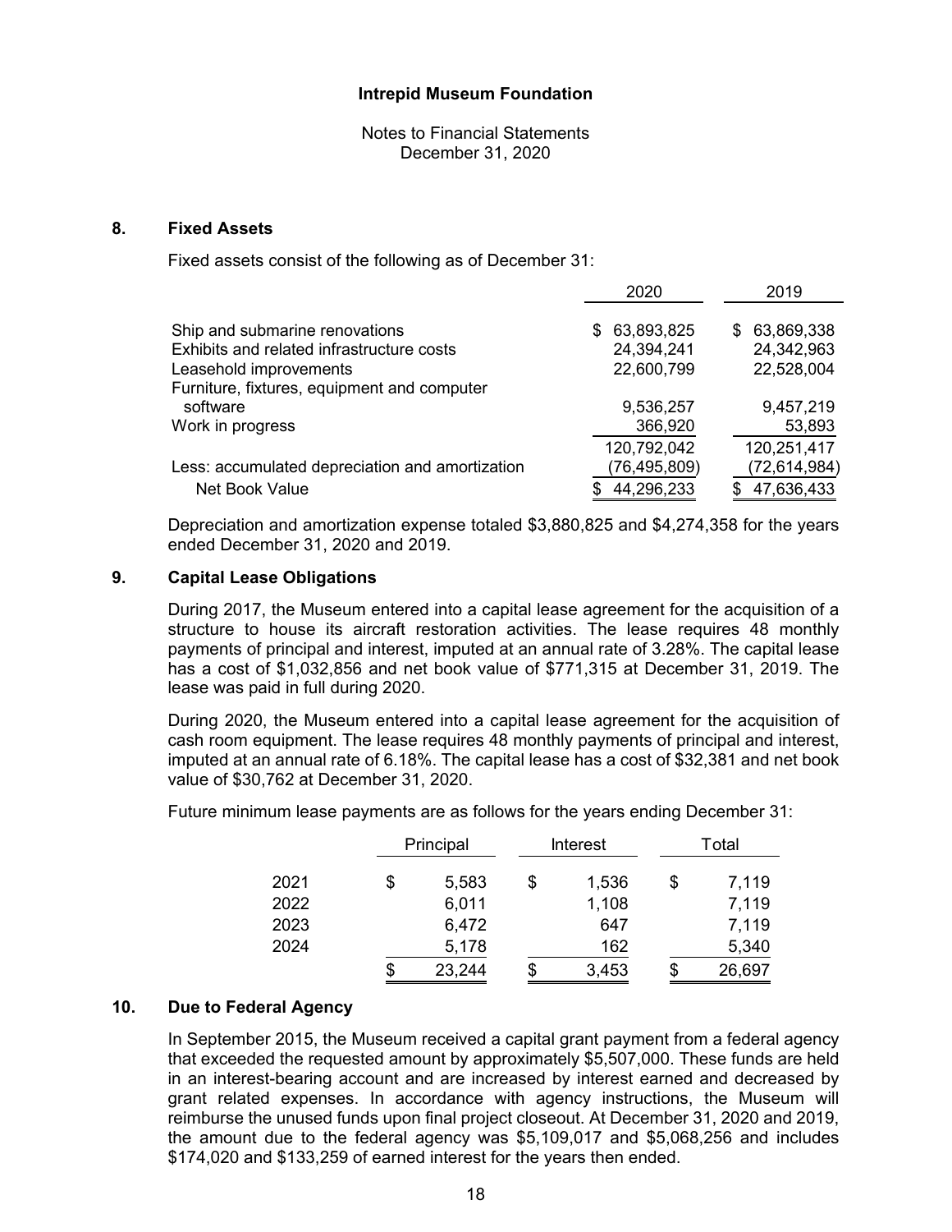Intrepid Museum Foundation

Notes to Financial Statements
December 31, 2020

## 8. Fixed Assets

Fixed assets consist of the following as of December 31:

| | 2020 | 2019 |
|---|---|---|
| Ship and submarine renovations | $ 63,893,825 | $ 63,869,338 |
| Exhibits and related infrastructure costs | 24,394,241 | 24,342,963 |
| Leasehold improvements | 22,600,799 | 22,528,004 |
| Furniture, fixtures, equipment and computer software | 9,536,257 | 9,457,219 |
| Work in progress | 366,920 | 53,893 |
| | 120,792,042 | 120,251,417 |
| Less: accumulated depreciation and amortization | (76,495,809) | (72,614,984) |
| Net Book Value | $ 44,296,233 | $ 47,636,433 |

Depreciation and amortization expense totaled $3,880,825 and $4,274,358 for the years ended December 31, 2020 and 2019.

## 9. Capital Lease Obligations

During 2017, the Museum entered into a capital lease agreement for the acquisition of a structure to house its aircraft restoration activities. The lease requires 48 monthly payments of principal and interest, imputed at an annual rate of 3.28%. The capital lease has a cost of $1,032,856 and net book value of $771,315 at December 31, 2019. The lease was paid in full during 2020.

During 2020, the Museum entered into a capital lease agreement for the acquisition of cash room equipment. The lease requires 48 monthly payments of principal and interest, imputed at an annual rate of 6.18%. The capital lease has a cost of $32,381 and net book value of $30,762 at December 31, 2020.

Future minimum lease payments are as follows for the years ending December 31:

| | Principal | Interest | Total |
|---|---|---|---|
| 2021 | $ 5,583 | $ 1,536 | $ 7,119 |
| 2022 | 6,011 | 1,108 | 7,119 |
| 2023 | 6,472 | 647 | 7,119 |
| 2024 | 5,178 | 162 | 5,340 |
| | $ 23,244 | $ 3,453 | $ 26,697 |

## 10. Due to Federal Agency

In September 2015, the Museum received a capital grant payment from a federal agency that exceeded the requested amount by approximately $5,507,000. These funds are held in an interest-bearing account and are increased by interest earned and decreased by grant related expenses. In accordance with agency instructions, the Museum will reimburse the unused funds upon final project closeout. At December 31, 2020 and 2019, the amount due to the federal agency was $5,109,017 and $5,068,256 and includes $174,020 and $133,259 of earned interest for the years then ended.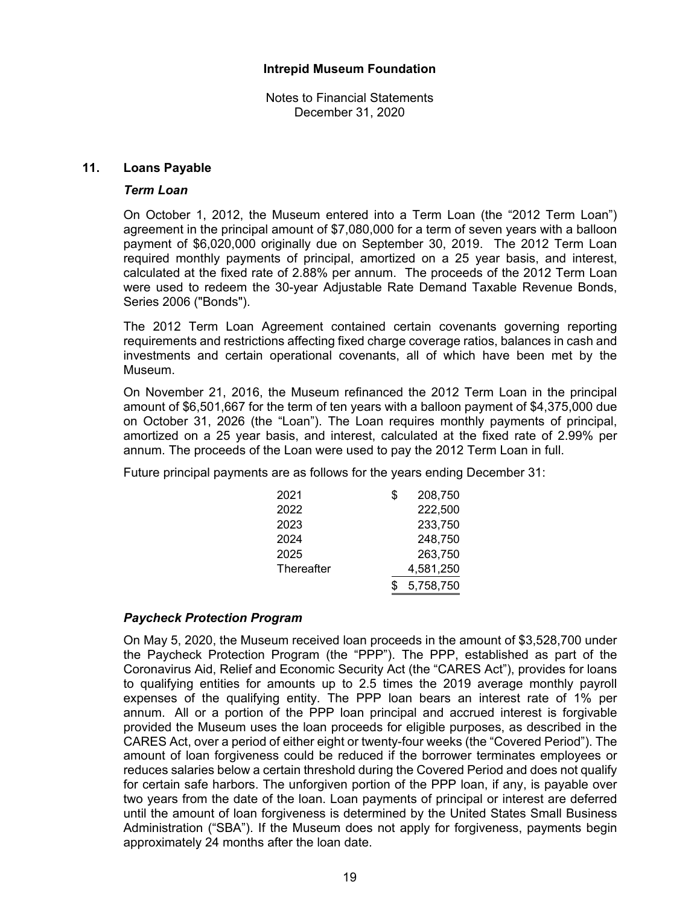## 11. Loans Payable

### *Term Loan*

On October 1, 2012, the Museum entered into a Term Loan (the "2012 Term Loan") agreement in the principal amount of $7,080,000 for a term of seven years with a balloon payment of $6,020,000 originally due on September 30, 2019. The 2012 Term Loan required monthly payments of principal, amortized on a 25 year basis, and interest, calculated at the fixed rate of 2.88% per annum. The proceeds of the 2012 Term Loan were used to redeem the 30-year Adjustable Rate Demand Taxable Revenue Bonds, Series 2006 ("Bonds").

The 2012 Term Loan Agreement contained certain covenants governing reporting requirements and restrictions affecting fixed charge coverage ratios, balances in cash and investments and certain operational covenants, all of which have been met by the Museum.

On November 21, 2016, the Museum refinanced the 2012 Term Loan in the principal amount of $6,501,667 for the term of ten years with a balloon payment of $4,375,000 due on October 31, 2026 (the "Loan"). The Loan requires monthly payments of principal, amortized on a 25 year basis, and interest, calculated at the fixed rate of 2.99% per annum. The proceeds of the Loan were used to pay the 2012 Term Loan in full.

Future principal payments are as follows for the years ending December 31:

| | |
|---|---|
| 2021 | $ 208,750 |
| 2022 | 222,500 |
| 2023 | 233,750 |
| 2024 | 248,750 |
| 2025 | 263,750 |
| Thereafter | 4,581,250 |
| | $ 5,758,750 |

### *Paycheck Protection Program*

On May 5, 2020, the Museum received loan proceeds in the amount of $3,528,700 under the Paycheck Protection Program (the "PPP"). The PPP, established as part of the Coronavirus Aid, Relief and Economic Security Act (the "CARES Act"), provides for loans to qualifying entities for amounts up to 2.5 times the 2019 average monthly payroll expenses of the qualifying entity. The PPP loan bears an interest rate of 1% per annum. All or a portion of the PPP loan principal and accrued interest is forgivable provided the Museum uses the loan proceeds for eligible purposes, as described in the CARES Act, over a period of either eight or twenty-four weeks (the "Covered Period"). The amount of loan forgiveness could be reduced if the borrower terminates employees or reduces salaries below a certain threshold during the Covered Period and does not qualify for certain safe harbors. The unforgiven portion of the PPP loan, if any, is payable over two years from the date of the loan. Loan payments of principal or interest are deferred until the amount of loan forgiveness is determined by the United States Small Business Administration ("SBA"). If the Museum does not apply for forgiveness, payments begin approximately 24 months after the loan date.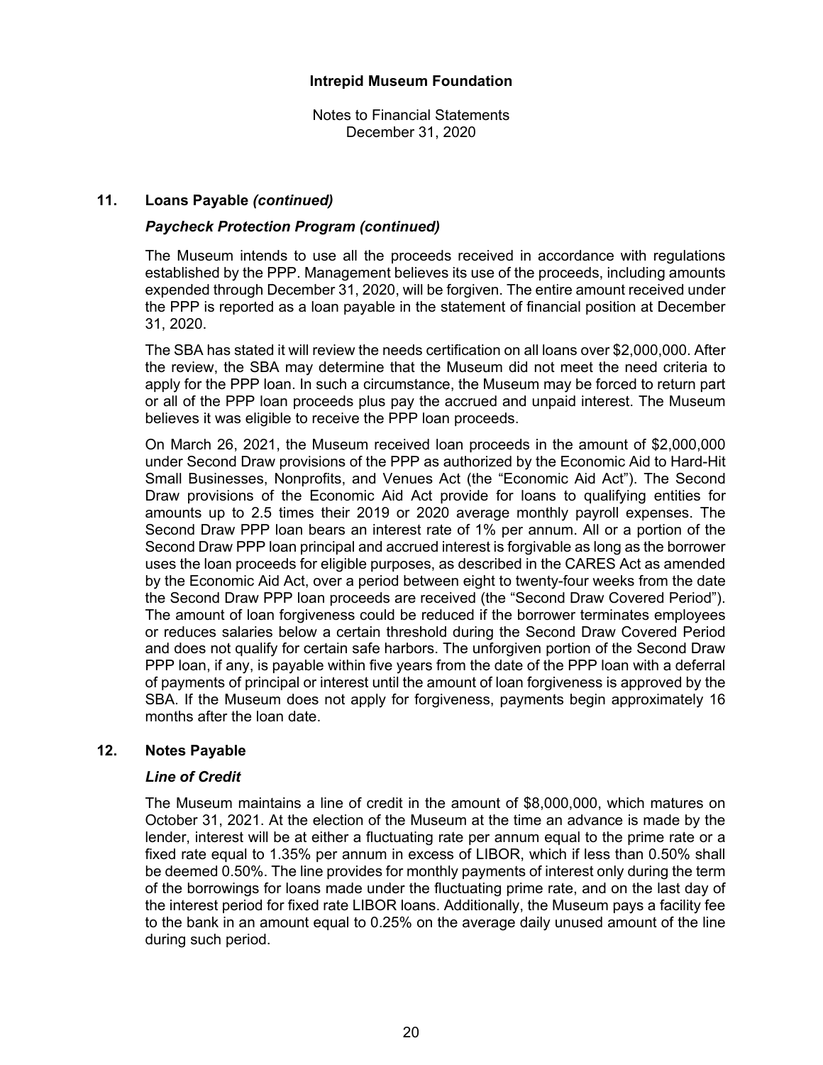## 11. Loans Payable *(continued)*

### *Paycheck Protection Program (continued)*

The Museum intends to use all the proceeds received in accordance with regulations established by the PPP. Management believes its use of the proceeds, including amounts expended through December 31, 2020, will be forgiven. The entire amount received under the PPP is reported as a loan payable in the statement of financial position at December 31, 2020.

The SBA has stated it will review the needs certification on all loans over $2,000,000. After the review, the SBA may determine that the Museum did not meet the need criteria to apply for the PPP loan. In such a circumstance, the Museum may be forced to return part or all of the PPP loan proceeds plus pay the accrued and unpaid interest. The Museum believes it was eligible to receive the PPP loan proceeds.

On March 26, 2021, the Museum received loan proceeds in the amount of $2,000,000 under Second Draw provisions of the PPP as authorized by the Economic Aid to Hard-Hit Small Businesses, Nonprofits, and Venues Act (the "Economic Aid Act"). The Second Draw provisions of the Economic Aid Act provide for loans to qualifying entities for amounts up to 2.5 times their 2019 or 2020 average monthly payroll expenses. The Second Draw PPP loan bears an interest rate of 1% per annum. All or a portion of the Second Draw PPP loan principal and accrued interest is forgivable as long as the borrower uses the loan proceeds for eligible purposes, as described in the CARES Act as amended by the Economic Aid Act, over a period between eight to twenty-four weeks from the date the Second Draw PPP loan proceeds are received (the "Second Draw Covered Period"). The amount of loan forgiveness could be reduced if the borrower terminates employees or reduces salaries below a certain threshold during the Second Draw Covered Period and does not qualify for certain safe harbors. The unforgiven portion of the Second Draw PPP loan, if any, is payable within five years from the date of the PPP loan with a deferral of payments of principal or interest until the amount of loan forgiveness is approved by the SBA. If the Museum does not apply for forgiveness, payments begin approximately 16 months after the loan date.

## 12. Notes Payable

### *Line of Credit*

The Museum maintains a line of credit in the amount of $8,000,000, which matures on October 31, 2021. At the election of the Museum at the time an advance is made by the lender, interest will be at either a fluctuating rate per annum equal to the prime rate or a fixed rate equal to 1.35% per annum in excess of LIBOR, which if less than 0.50% shall be deemed 0.50%. The line provides for monthly payments of interest only during the term of the borrowings for loans made under the fluctuating prime rate, and on the last day of the interest period for fixed rate LIBOR loans. Additionally, the Museum pays a facility fee to the bank in an amount equal to 0.25% on the average daily unused amount of the line during such period.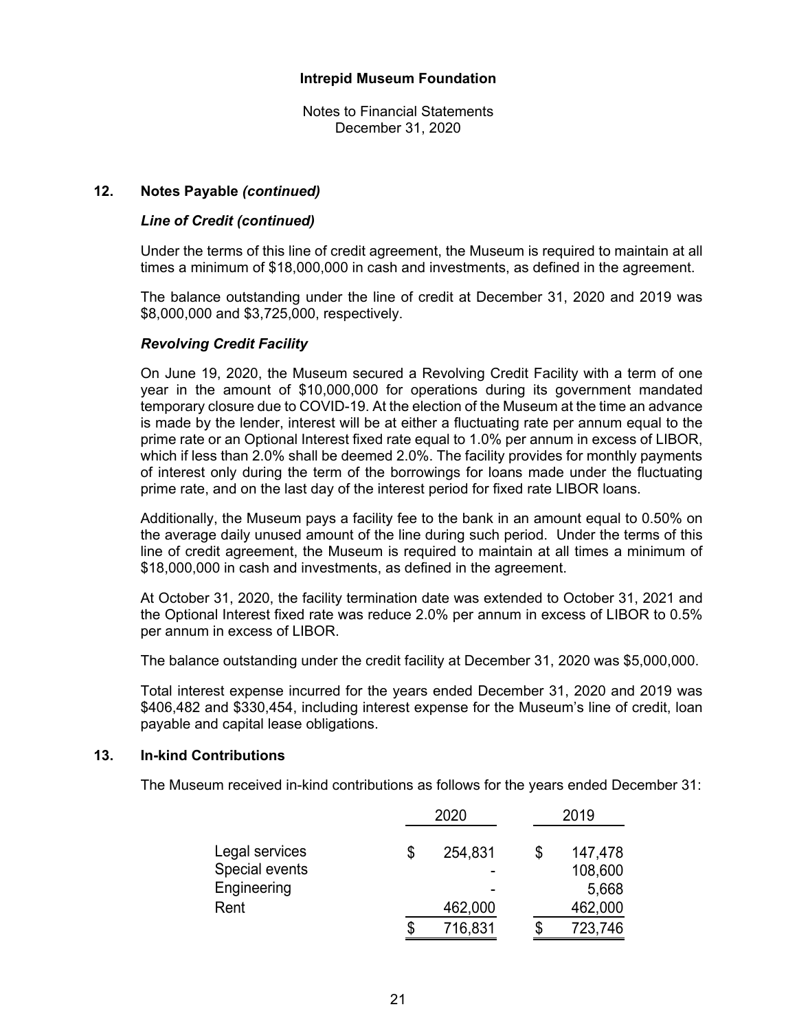Intepid Museum Foundation

Notes to Financial Statements
December 31, 2020

## 12. Notes Payable *(continued)*

### *Line of Credit (continued)*

Under the terms of this line of credit agreement, the Museum is required to maintain at all times a minimum of $18,000,000 in cash and investments, as defined in the agreement.

The balance outstanding under the line of credit at December 31, 2020 and 2019 was $8,000,000 and $3,725,000, respectively.

### *Revolving Credit Facility*

On June 19, 2020, the Museum secured a Revolving Credit Facility with a term of one year in the amount of $10,000,000 for operations during its government mandated temporary closure due to COVID-19. At the election of the Museum at the time an advance is made by the lender, interest will be at either a fluctuating rate per annum equal to the prime rate or an Optional Interest fixed rate equal to 1.0% per annum in excess of LIBOR, which if less than 2.0% shall be deemed 2.0%. The facility provides for monthly payments of interest only during the term of the borrowings for loans made under the fluctuating prime rate, and on the last day of the interest period for fixed rate LIBOR loans.

Additionally, the Museum pays a facility fee to the bank in an amount equal to 0.50% on the average daily unused amount of the line during such period. Under the terms of this line of credit agreement, the Museum is required to maintain at all times a minimum of $18,000,000 in cash and investments, as defined in the agreement.

At October 31, 2020, the facility termination date was extended to October 31, 2021 and the Optional Interest fixed rate was reduce 2.0% per annum in excess of LIBOR to 0.5% per annum in excess of LIBOR.

The balance outstanding under the credit facility at December 31, 2020 was $5,000,000.

Total interest expense incurred for the years ended December 31, 2020 and 2019 was $406,482 and $330,454, including interest expense for the Museum's line of credit, loan payable and capital lease obligations.

## 13. In-kind Contributions

The Museum received in-kind contributions as follows for the years ended December 31:

| | 2020 | 2019 |
|---|---|---|
| Legal services | $ 254,831 | $ 147,478 |
| Special events | - | 108,600 |
| Engineering | - | 5,668 |
| Rent | 462,000 | 462,000 |
| | $ 716,831 | $ 723,746 |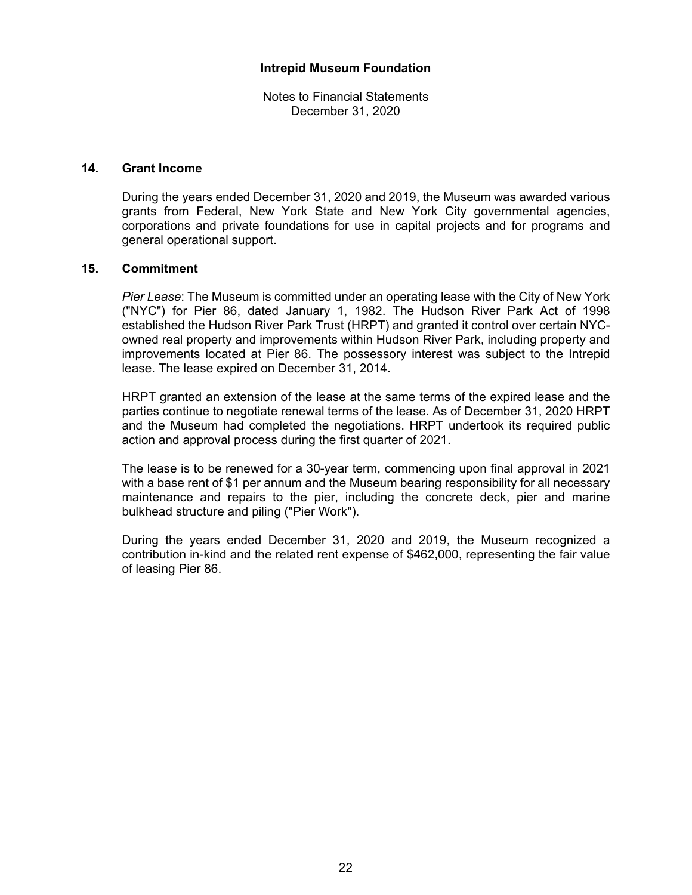## 14. Grant Income

During the years ended December 31, 2020 and 2019, the Museum was awarded various grants from Federal, New York State and New York City governmental agencies, corporations and private foundations for use in capital projects and for programs and general operational support.

## 15. Commitment

*Pier Lease*: The Museum is committed under an operating lease with the City of New York ("NYC") for Pier 86, dated January 1, 1982. The Hudson River Park Act of 1998 established the Hudson River Park Trust (HRPT) and granted it control over certain NYC-owned real property and improvements within Hudson River Park, including property and improvements located at Pier 86. The possessory interest was subject to the Intrepid lease. The lease expired on December 31, 2014.

HRPT granted an extension of the lease at the same terms of the expired lease and the parties continue to negotiate renewal terms of the lease. As of December 31, 2020 HRPT and the Museum had completed the negotiations. HRPT undertook its required public action and approval process during the first quarter of 2021.

The lease is to be renewed for a 30-year term, commencing upon final approval in 2021 with a base rent of $1 per annum and the Museum bearing responsibility for all necessary maintenance and repairs to the pier, including the concrete deck, pier and marine bulkhead structure and piling ("Pier Work").

During the years ended December 31, 2020 and 2019, the Museum recognized a contribution in-kind and the related rent expense of $462,000, representing the fair value of leasing Pier 86.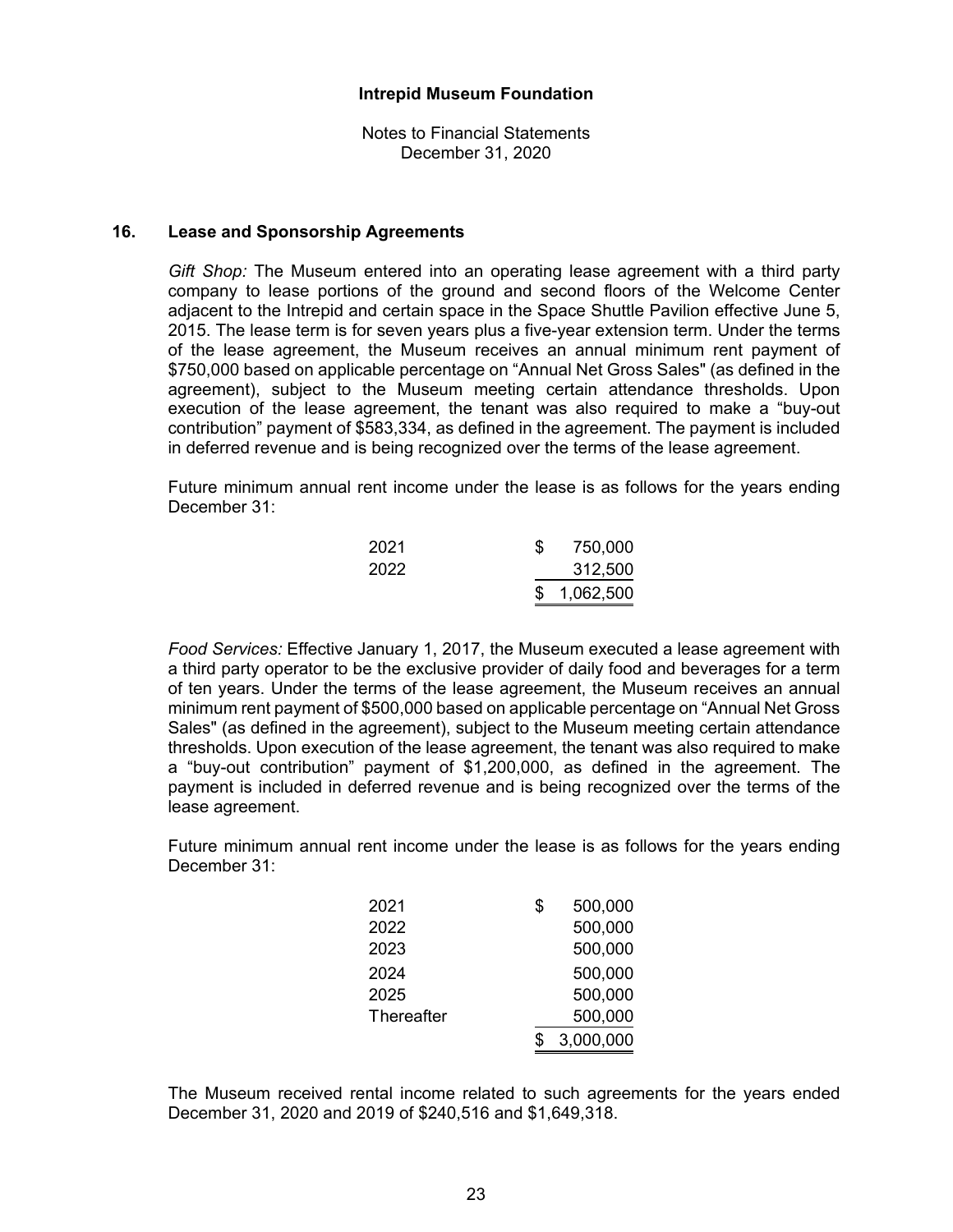**Intrepid Museum Foundation**

Notes to Financial Statements
December 31, 2020

## 16. Lease and Sponsorship Agreements

*Gift Shop:* The Museum entered into an operating lease agreement with a third party company to lease portions of the ground and second floors of the Welcome Center adjacent to the Intrepid and certain space in the Space Shuttle Pavilion effective June 5, 2015. The lease term is for seven years plus a five-year extension term. Under the terms of the lease agreement, the Museum receives an annual minimum rent payment of $750,000 based on applicable percentage on "Annual Net Gross Sales" (as defined in the agreement), subject to the Museum meeting certain attendance thresholds. Upon execution of the lease agreement, the tenant was also required to make a "buy-out contribution" payment of $583,334, as defined in the agreement. The payment is included in deferred revenue and is being recognized over the terms of the lease agreement.

Future minimum annual rent income under the lease is as follows for the years ending December 31:

| | |
|---|---|
| 2021 | $ 750,000 |
| 2022 | 312,500 |
| | $ 1,062,500 |

*Food Services:* Effective January 1, 2017, the Museum executed a lease agreement with a third party operator to be the exclusive provider of daily food and beverages for a term of ten years. Under the terms of the lease agreement, the Museum receives an annual minimum rent payment of $500,000 based on applicable percentage on "Annual Net Gross Sales" (as defined in the agreement), subject to the Museum meeting certain attendance thresholds. Upon execution of the lease agreement, the tenant was also required to make a "buy-out contribution" payment of $1,200,000, as defined in the agreement. The payment is included in deferred revenue and is being recognized over the terms of the lease agreement.

Future minimum annual rent income under the lease is as follows for the years ending December 31:

| | |
|---|---|
| 2021 | $ 500,000 |
| 2022 | 500,000 |
| 2023 | 500,000 |
| 2024 | 500,000 |
| 2025 | 500,000 |
| Thereafter | 500,000 |
| | $ 3,000,000 |

The Museum received rental income related to such agreements for the years ended December 31, 2020 and 2019 of $240,516 and $1,649,318.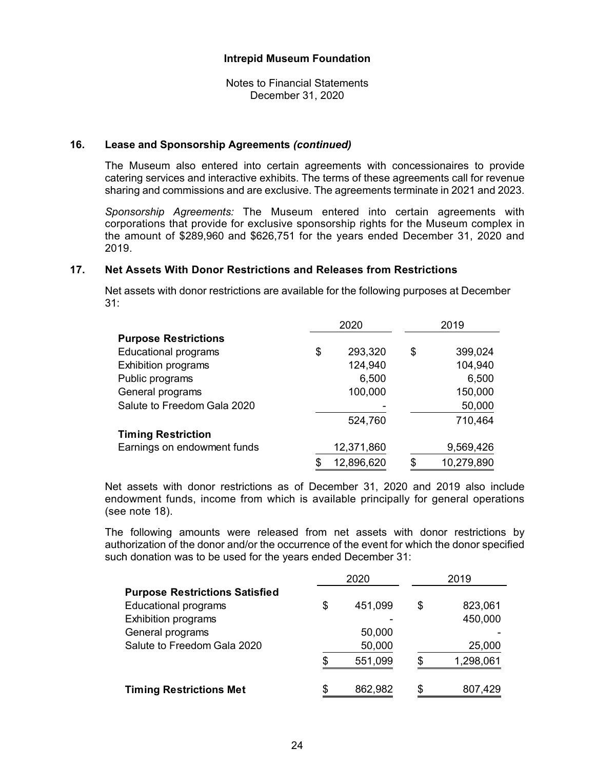Intrepid Museum Foundation

Notes to Financial Statements
December 31, 2020

## 16. Lease and Sponsorship Agreements *(continued)*

The Museum also entered into certain agreements with concessionaires to provide catering services and interactive exhibits. The terms of these agreements call for revenue sharing and commissions and are exclusive. The agreements terminate in 2021 and 2023.

*Sponsorship Agreements:* The Museum entered into certain agreements with corporations that provide for exclusive sponsorship rights for the Museum complex in the amount of $289,960 and $626,751 for the years ended December 31, 2020 and 2019.

## 17. Net Assets With Donor Restrictions and Releases from Restrictions

Net assets with donor restrictions are available for the following purposes at December 31:

| | 2020 | 2019 |
|---|---|---|
| **Purpose Restrictions** | | |
| Educational programs | $ 293,320 | $ 399,024 |
| Exhibition programs | 124,940 | 104,940 |
| Public programs | 6,500 | 6,500 |
| General programs | 100,000 | 150,000 |
| Salute to Freedom Gala 2020 | - | 50,000 |
| | 524,760 | 710,464 |
| **Timing Restriction** | | |
| Earnings on endowment funds | 12,371,860 | 9,569,426 |
| | $ 12,896,620 | $ 10,279,890 |

Net assets with donor restrictions as of December 31, 2020 and 2019 also include endowment funds, income from which is available principally for general operations (see note 18).

The following amounts were released from net assets with donor restrictions by authorization of the donor and/or the occurrence of the event for which the donor specified such donation was to be used for the years ended December 31:

| | 2020 | 2019 |
|---|---|---|
| **Purpose Restrictions Satisfied** | | |
| Educational programs | $ 451,099 | $ 823,061 |
| Exhibition programs | - | 450,000 |
| General programs | 50,000 | - |
| Salute to Freedom Gala 2020 | 50,000 | 25,000 |
| | $ 551,099 | $ 1,298,061 |
| | | |
| **Timing Restrictions Met** | $ 862,982 | $ 807,429 |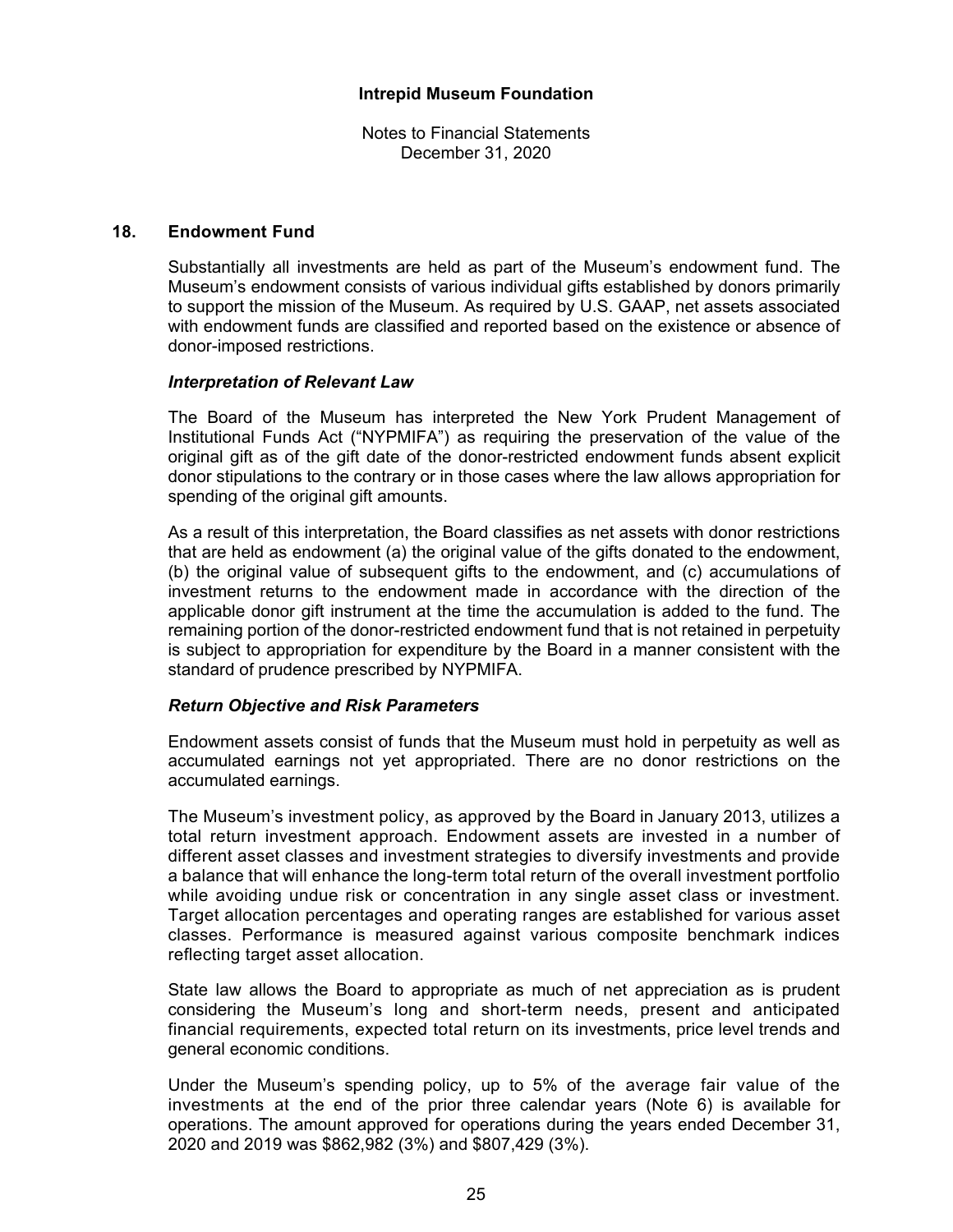**Intrepid Museum Foundation**

Notes to Financial Statements
December 31, 2020

## 18. Endowment Fund

Substantially all investments are held as part of the Museum's endowment fund. The Museum's endowment consists of various individual gifts established by donors primarily to support the mission of the Museum. As required by U.S. GAAP, net assets associated with endowment funds are classified and reported based on the existence or absence of donor-imposed restrictions.

### *Interpretation of Relevant Law*

The Board of the Museum has interpreted the New York Prudent Management of Institutional Funds Act ("NYPMIFA") as requiring the preservation of the value of the original gift as of the gift date of the donor-restricted endowment funds absent explicit donor stipulations to the contrary or in those cases where the law allows appropriation for spending of the original gift amounts.

As a result of this interpretation, the Board classifies as net assets with donor restrictions that are held as endowment (a) the original value of the gifts donated to the endowment, (b) the original value of subsequent gifts to the endowment, and (c) accumulations of investment returns to the endowment made in accordance with the direction of the applicable donor gift instrument at the time the accumulation is added to the fund. The remaining portion of the donor-restricted endowment fund that is not retained in perpetuity is subject to appropriation for expenditure by the Board in a manner consistent with the standard of prudence prescribed by NYPMIFA.

### *Return Objective and Risk Parameters*

Endowment assets consist of funds that the Museum must hold in perpetuity as well as accumulated earnings not yet appropriated. There are no donor restrictions on the accumulated earnings.

The Museum's investment policy, as approved by the Board in January 2013, utilizes a total return investment approach. Endowment assets are invested in a number of different asset classes and investment strategies to diversify investments and provide a balance that will enhance the long-term total return of the overall investment portfolio while avoiding undue risk or concentration in any single asset class or investment. Target allocation percentages and operating ranges are established for various asset classes. Performance is measured against various composite benchmark indices reflecting target asset allocation.

State law allows the Board to appropriate as much of net appreciation as is prudent considering the Museum's long and short-term needs, present and anticipated financial requirements, expected total return on its investments, price level trends and general economic conditions.

Under the Museum's spending policy, up to 5% of the average fair value of the investments at the end of the prior three calendar years (Note 6) is available for operations. The amount approved for operations during the years ended December 31, 2020 and 2019 was $862,982 (3%) and $807,429 (3%).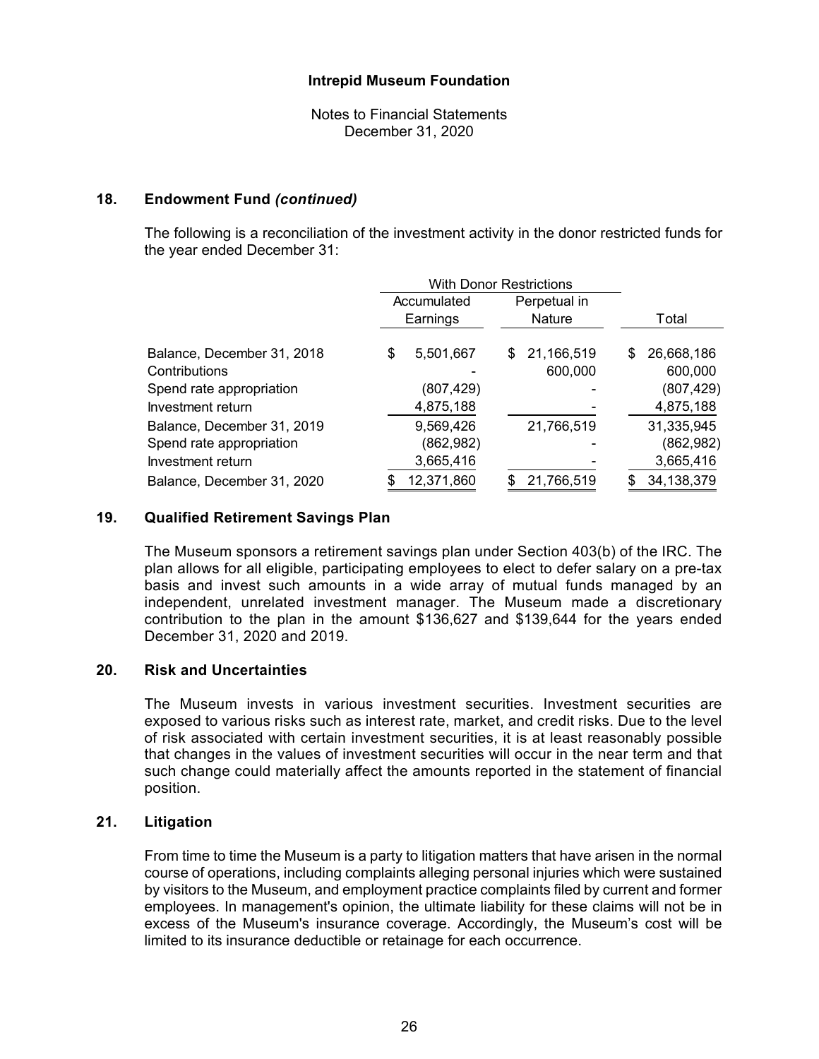**Intrepid Museum Foundation**

Notes to Financial Statements
December 31, 2020

## 18. Endowment Fund *(continued)*

The following is a reconciliation of the investment activity in the donor restricted funds for the year ended December 31:

| | With Donor Restrictions | | |
|---|---|---|---|
| | Accumulated Earnings | Perpetual in Nature | Total |
| Balance, December 31, 2018 | $ 5,501,667 | $ 21,166,519 | $ 26,668,186 |
| Contributions | - | 600,000 | 600,000 |
| Spend rate appropriation | (807,429) | - | (807,429) |
| Investment return | 4,875,188 | - | 4,875,188 |
| Balance, December 31, 2019 | 9,569,426 | 21,766,519 | 31,335,945 |
| Spend rate appropriation | (862,982) | - | (862,982) |
| Investment return | 3,665,416 | - | 3,665,416 |
| Balance, December 31, 2020 | $ 12,371,860 | $ 21,766,519 | $ 34,138,379 |

## 19. Qualified Retirement Savings Plan

The Museum sponsors a retirement savings plan under Section 403(b) of the IRC. The plan allows for all eligible, participating employees to elect to defer salary on a pre-tax basis and invest such amounts in a wide array of mutual funds managed by an independent, unrelated investment manager. The Museum made a discretionary contribution to the plan in the amount $136,627 and $139,644 for the years ended December 31, 2020 and 2019.

## 20. Risk and Uncertainties

The Museum invests in various investment securities. Investment securities are exposed to various risks such as interest rate, market, and credit risks. Due to the level of risk associated with certain investment securities, it is at least reasonably possible that changes in the values of investment securities will occur in the near term and that such change could materially affect the amounts reported in the statement of financial position.

## 21. Litigation

From time to time the Museum is a party to litigation matters that have arisen in the normal course of operations, including complaints alleging personal injuries which were sustained by visitors to the Museum, and employment practice complaints filed by current and former employees. In management's opinion, the ultimate liability for these claims will not be in excess of the Museum's insurance coverage. Accordingly, the Museum's cost will be limited to its insurance deductible or retainage for each occurrence.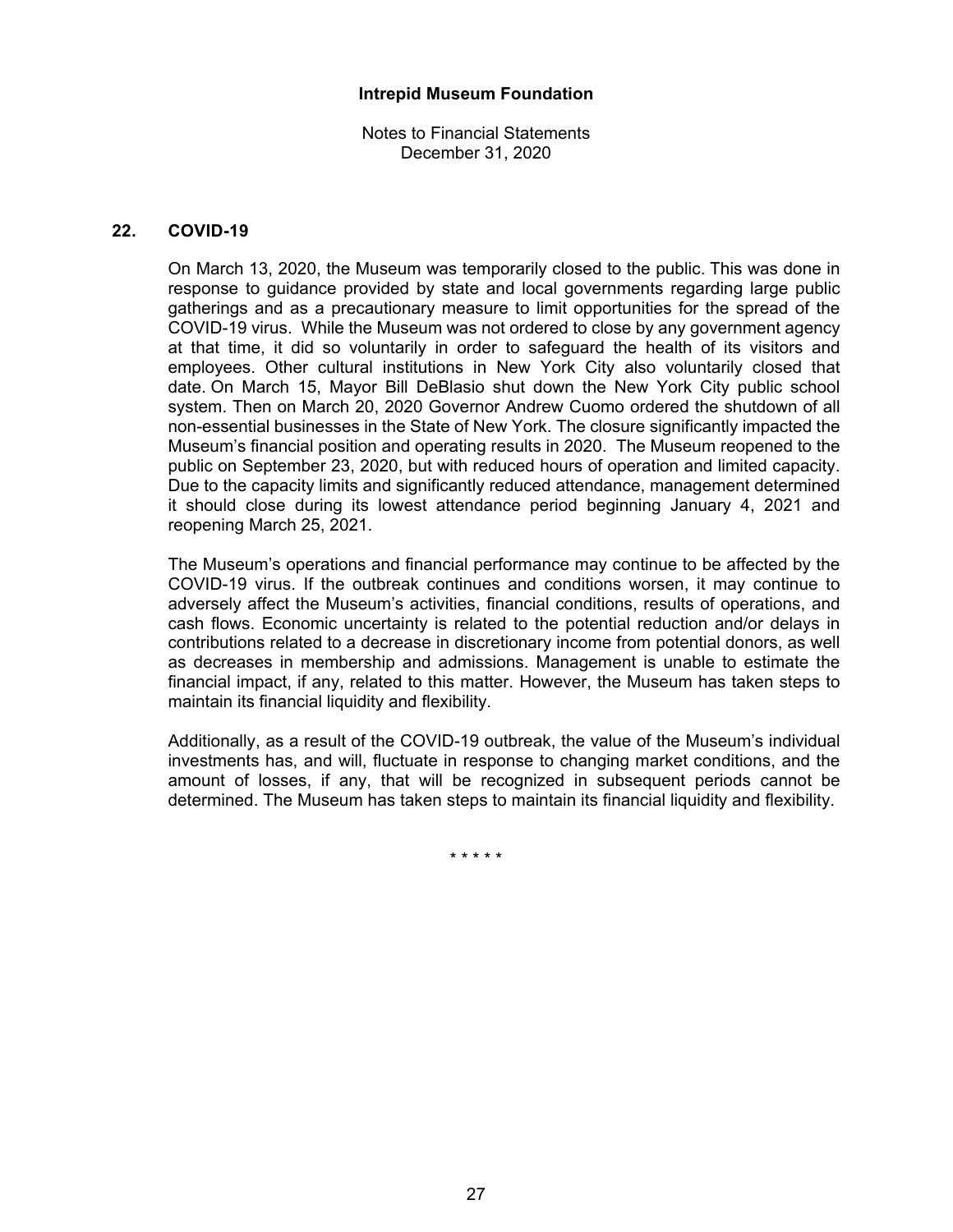## 22. COVID-19

On March 13, 2020, the Museum was temporarily closed to the public. This was done in response to guidance provided by state and local governments regarding large public gatherings and as a precautionary measure to limit opportunities for the spread of the COVID-19 virus. While the Museum was not ordered to close by any government agency at that time, it did so voluntarily in order to safeguard the health of its visitors and employees. Other cultural institutions in New York City also voluntarily closed that date. On March 15, Mayor Bill DeBlasio shut down the New York City public school system. Then on March 20, 2020 Governor Andrew Cuomo ordered the shutdown of all non-essential businesses in the State of New York. The closure significantly impacted the Museum's financial position and operating results in 2020. The Museum reopened to the public on September 23, 2020, but with reduced hours of operation and limited capacity. Due to the capacity limits and significantly reduced attendance, management determined it should close during its lowest attendance period beginning January 4, 2021 and reopening March 25, 2021.

The Museum's operations and financial performance may continue to be affected by the COVID-19 virus. If the outbreak continues and conditions worsen, it may continue to adversely affect the Museum's activities, financial conditions, results of operations, and cash flows. Economic uncertainty is related to the potential reduction and/or delays in contributions related to a decrease in discretionary income from potential donors, as well as decreases in membership and admissions. Management is unable to estimate the financial impact, if any, related to this matter. However, the Museum has taken steps to maintain its financial liquidity and flexibility.

Additionally, as a result of the COVID-19 outbreak, the value of the Museum's individual investments has, and will, fluctuate in response to changing market conditions, and the amount of losses, if any, that will be recognized in subsequent periods cannot be determined. The Museum has taken steps to maintain its financial liquidity and flexibility.

\* \* \* \* \*